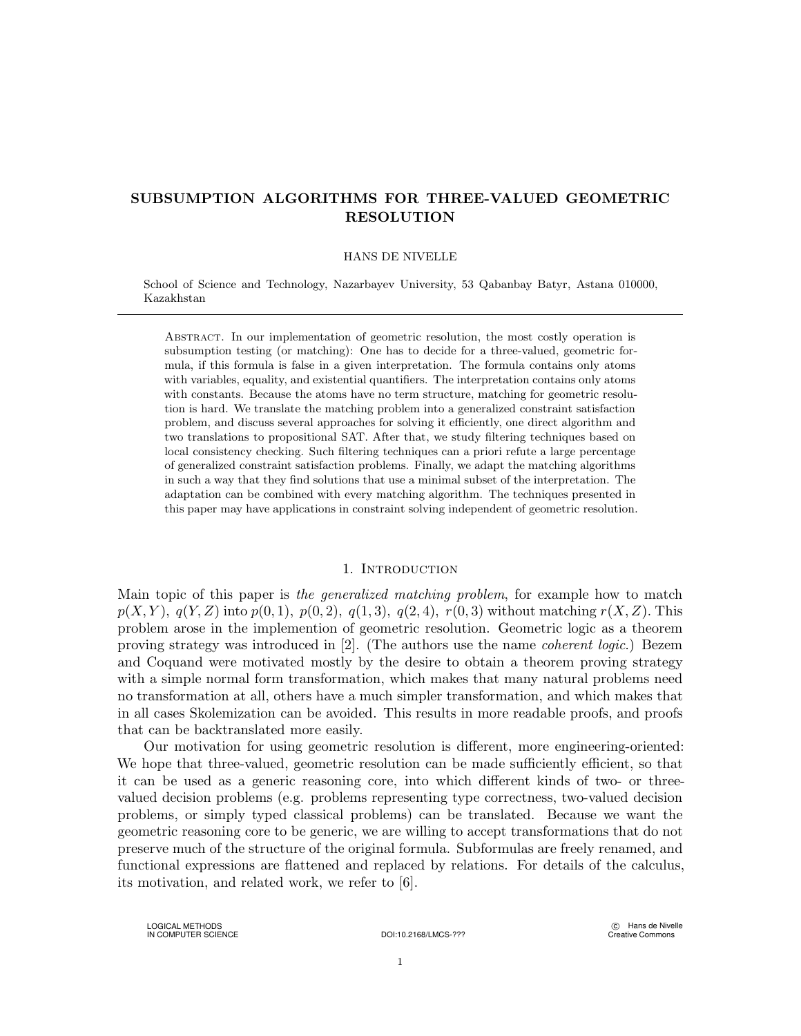# SUBSUMPTION ALGORITHMS FOR THREE-VALUED GEOMETRIC RESOLUTION

HANS DE NIVELLE

School of Science and Technology, Nazarbayev University, 53 Qabanbay Batyr, Astana 010000, Kazakhstan

---

Abstract. In our implementation of geometric resolution, the most costly operation is subsumption testing (or matching): One has to decide for a three-valued, geometric formula, if this formula is false in a given interpretation. The formula contains only atoms with variables, equality, and existential quantifiers. The interpretation contains only atoms with constants. Because the atoms have no term structure, matching for geometric resolution is hard. We translate the matching problem into a generalized constraint satisfaction problem, and discuss several approaches for solving it efficiently, one direct algorithm and two translations to propositional SAT. After that, we study filtering techniques based on local consistency checking. Such filtering techniques can a priori refute a large percentage of generalized constraint satisfaction problems. Finally, we adapt the matching algorithms in such a way that they find solutions that use a minimal subset of the interpretation. The adaptation can be combined with every matching algorithm. The techniques presented in this paper may have applications in constraint solving independent of geometric resolution.

## 1. Introduction

Main topic of this paper is *the generalized matching problem*, for example how to match $p(X,Y),\ q(Y,Z)$ into $p(0,1),\ p(0,2),\ q(1,3),\ q(2,4),\ r(0,3)$ without matching $r(X,Z)$. This problem arose in the implemention of geometric resolution. Geometric logic as a theorem proving strategy was introduced in [2]. (The authors use the name *coherent logic*.) Bezem and Coquand were motivated mostly by the desire to obtain a theorem proving strategy with a simple normal form transformation, which makes that many natural problems need no transformation at all, others have a much simpler transformation, and which makes that in all cases Skolemization can be avoided. This results in more readable proofs, and proofs that can be backtranslated more easily.

Our motivation for using geometric resolution is different, more engineering-oriented: We hope that three-valued, geometric resolution can be made sufficiently efficient, so that it can be used as a generic reasoning core, into which different kinds of two- or three-valued decision problems (e.g. problems representing type correctness, two-valued decision problems, or simply typed classical problems) can be translated. Because we want the geometric reasoning core to be generic, we are willing to accept transformations that do not preserve much of the structure of the original formula. Subformulas are freely renamed, and functional expressions are flattened and replaced by relations. For details of the calculus, its motivation, and related work, we refer to [6].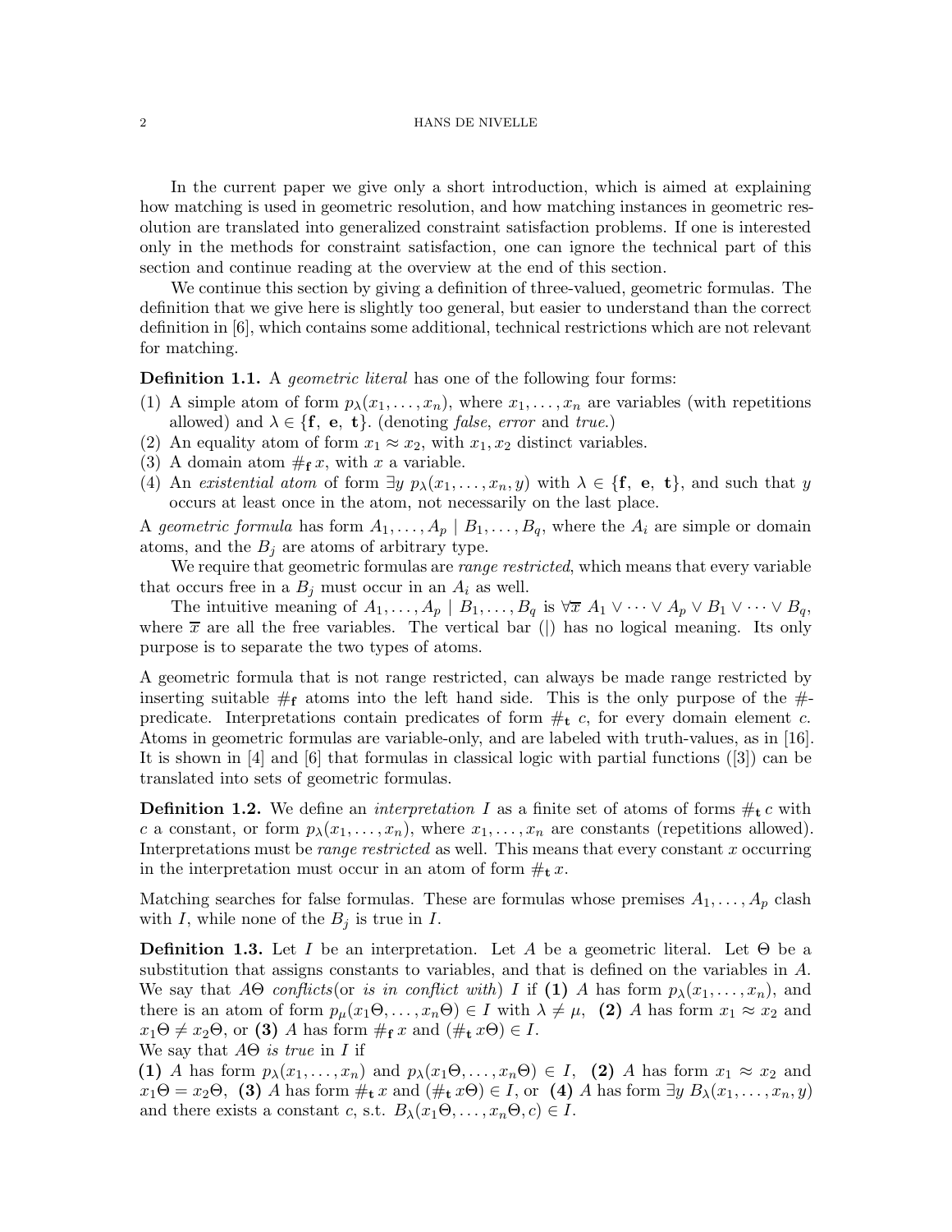In the current paper we give only a short introduction, which is aimed at explaining how matching is used in geometric resolution, and how matching instances in geometric resolution are translated into generalized constraint satisfaction problems. If one is interested only in the methods for constraint satisfaction, one can ignore the technical part of this section and continue reading at the overview at the end of this section.

We continue this section by giving a definition of three-valued, geometric formulas. The definition that we give here is slightly too general, but easier to understand than the correct definition in [6], which contains some additional, technical restrictions which are not relevant for matching.

**Definition 1.1.** A *geometric literal* has one of the following four forms:

1. A simple atom of form $p_\lambda(x_1, \ldots, x_n)$, where $x_1, \ldots, x_n$ are variables (with repetitions allowed) and $\lambda \in \{\mathbf{f},\ \mathbf{e},\ \mathbf{t}\}$. (denoting *false*, *error* and *true*.)
2. An equality atom of form $x_1 \approx x_2$, with $x_1, x_2$ distinct variables.
3. A domain atom $\#_{\mathbf{f}}\, x$, with $x$ a variable.
4. An *existential atom* of form $\exists y\ p_\lambda(x_1, \ldots, x_n, y)$ with $\lambda \in \{\mathbf{f},\ \mathbf{e},\ \mathbf{t}\}$, and such that $y$ occurs at least once in the atom, not necessarily on the last place.

A *geometric formula* has form $A_1, \ldots, A_p \mid B_1, \ldots, B_q$, where the $A_i$ are simple or domain atoms, and the $B_j$ are atoms of arbitrary type.

We require that geometric formulas are *range restricted*, which means that every variable that occurs free in a $B_j$ must occur in an $A_i$ as well.

The intuitive meaning of $A_1, \ldots, A_p \mid B_1, \ldots, B_q$ is $\forall \overline{x}\ A_1 \vee \cdots \vee A_p \vee B_1 \vee \cdots \vee B_q$, where $\overline{x}$ are all the free variables. The vertical bar (|) has no logical meaning. Its only purpose is to separate the two types of atoms.

A geometric formula that is not range restricted, can always be made range restricted by inserting suitable $\#_{\mathbf{f}}$ atoms into the left hand side. This is the only purpose of the $\#$-predicate. Interpretations contain predicates of form $\#_{\mathbf{t}}\ c$, for every domain element $c$. Atoms in geometric formulas are variable-only, and are labeled with truth-values, as in [16]. It is shown in [4] and [6] that formulas in classical logic with partial functions ([3]) can be translated into sets of geometric formulas.

**Definition 1.2.** We define an *interpretation* $I$ as a finite set of atoms of forms $\#_{\mathbf{t}}\, c$ with $c$ a constant, or form $p_\lambda(x_1, \ldots, x_n)$, where $x_1, \ldots, x_n$ are constants (repetitions allowed). Interpretations must be *range restricted* as well. This means that every constant $x$ occurring in the interpretation must occur in an atom of form $\#_{\mathbf{t}}\, x$.

Matching searches for false formulas. These are formulas whose premises $A_1, \ldots, A_p$ clash with $I$, while none of the $B_j$ is true in $I$.

**Definition 1.3.** Let $I$ be an interpretation. Let $A$ be a geometric literal. Let $\Theta$ be a substitution that assigns constants to variables, and that is defined on the variables in $A$. We say that $A\Theta$ *conflicts*(or *is in conflict with*) $I$ if **(1)** $A$ has form $p_\lambda(x_1, \ldots, x_n)$, and there is an atom of form $p_\mu(x_1\Theta, \ldots, x_n\Theta) \in I$ with $\lambda \neq \mu$, **(2)** $A$ has form $x_1 \approx x_2$ and $x_1\Theta \neq x_2\Theta$, or **(3)** $A$ has form $\#_{\mathbf{f}}\, x$ and $(\#_{\mathbf{t}}\, x\Theta) \in I$.
We say that $A\Theta$ *is true* in $I$ if
**(1)** $A$ has form $p_\lambda(x_1, \ldots, x_n)$ and $p_\lambda(x_1\Theta, \ldots, x_n\Theta) \in I$, **(2)** $A$ has form $x_1 \approx x_2$ and $x_1\Theta = x_2\Theta$, **(3)** $A$ has form $\#_{\mathbf{t}}\, x$ and $(\#_{\mathbf{t}}\, x\Theta) \in I$, or **(4)** $A$ has form $\exists y\ B_\lambda(x_1, \ldots, x_n, y)$ and there exists a constant $c$, s.t. $B_\lambda(x_1\Theta, \ldots, x_n\Theta, c) \in I$.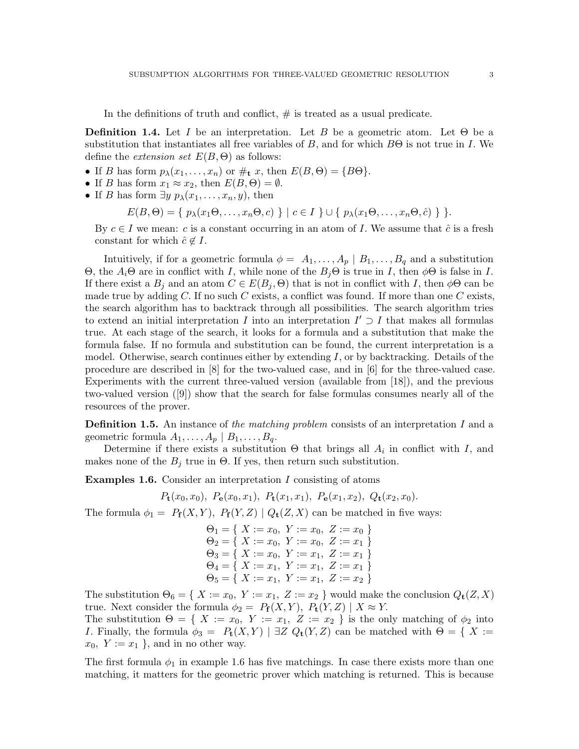In the definitions of truth and conflict, $\#$ is treated as a usual predicate.

**Definition 1.4.** Let $I$ be an interpretation. Let $B$ be a geometric atom. Let $\Theta$ be a substitution that instantiates all free variables of $B$, and for which $B\Theta$ is not true in $I$. We define the *extension set* $E(B, \Theta)$ as follows:

- If $B$ has form $p_\lambda(x_1, \ldots, x_n)$ or $\#_{\mathbf{t}}\ x$, then $E(B, \Theta) = \{B\Theta\}$.
- If $B$ has form $x_1 \approx x_2$, then $E(B, \Theta) = \emptyset$.
- If $B$ has form $\exists y\ p_\lambda(x_1, \ldots, x_n, y)$, then

$$E(B, \Theta) = \{\ p_\lambda(x_1\Theta, \ldots, x_n\Theta, c)\ \} \mid c \in I\ \} \cup \{\ p_\lambda(x_1\Theta, \ldots, x_n\Theta, \hat{c})\ \}\ \}.$$

  By $c \in I$ we mean: $c$ is a constant occurring in an atom of $I$. We assume that $\hat{c}$ is a fresh constant for which $\hat{c} \notin I$.

Intuitively, if for a geometric formula $\phi = A_1, \ldots, A_p \mid B_1, \ldots, B_q$ and a substitution $\Theta$, the $A_i\Theta$ are in conflict with $I$, while none of the $B_j\Theta$ is true in $I$, then $\phi\Theta$ is false in $I$. If there exist a $B_j$ and an atom $C \in E(B_j, \Theta)$ that is not in conflict with $I$, then $\phi\Theta$ can be made true by adding $C$. If no such $C$ exists, a conflict was found. If more than one $C$ exists, the search algorithm has to backtrack through all possibilities. The search algorithm tries to extend an initial interpretation $I$ into an interpretation $I' \supset I$ that makes all formulas true. At each stage of the search, it looks for a formula and a substitution that make the formula false. If no formula and substitution can be found, the current interpretation is a model. Otherwise, search continues either by extending $I$, or by backtracking. Details of the procedure are described in [8] for the two-valued case, and in [6] for the three-valued case. Experiments with the current three-valued version (available from [18]), and the previous two-valued version ([9]) show that the search for false formulas consumes nearly all of the resources of the prover.

**Definition 1.5.** An instance of *the matching problem* consists of an interpretation $I$ and a geometric formula $A_1, \ldots, A_p \mid B_1, \ldots, B_q$.

Determine if there exists a substitution $\Theta$ that brings all $A_i$ in conflict with $I$, and makes none of the $B_j$ true in $\Theta$. If yes, then return such substitution.

**Examples 1.6.** Consider an interpretation $I$ consisting of atoms

$$P_{\mathbf{t}}(x_0, x_0),\ P_{\mathbf{e}}(x_0, x_1),\ P_{\mathbf{t}}(x_1, x_1),\ P_{\mathbf{e}}(x_1, x_2),\ Q_{\mathbf{t}}(x_2, x_0).$$

The formula $\phi_1 = P_{\mathbf{f}}(X, Y),\ P_{\mathbf{f}}(Y, Z) \mid Q_{\mathbf{t}}(Z, X)$ can be matched in five ways:

$$\begin{aligned}
\Theta_1 &= \{\ X := x_0,\ Y := x_0,\ Z := x_0\ \} \\
\Theta_2 &= \{\ X := x_0,\ Y := x_0,\ Z := x_1\ \} \\
\Theta_3 &= \{\ X := x_0,\ Y := x_1,\ Z := x_1\ \} \\
\Theta_4 &= \{\ X := x_1,\ Y := x_1,\ Z := x_1\ \} \\
\Theta_5 &= \{\ X := x_1,\ Y := x_1,\ Z := x_2\ \}
\end{aligned}$$

The substitution $\Theta_6 = \{\ X := x_0,\ Y := x_1,\ Z := x_2\ \}$ would make the conclusion $Q_{\mathbf{t}}(Z, X)$ true. Next consider the formula $\phi_2 = P_{\mathbf{f}}(X, Y),\ P_{\mathbf{t}}(Y, Z) \mid X \approx Y$.
The substitution $\Theta = \{\ X := x_0,\ Y := x_1,\ Z := x_2\ \}$ is the only matching of $\phi_2$ into $I$. Finally, the formula $\phi_3 = P_{\mathbf{t}}(X, Y) \mid \exists Z\ Q_{\mathbf{t}}(Y, Z)$ can be matched with $\Theta = \{\ X := x_0,\ Y := x_1\ \}$, and in no other way.

The first formula $\phi_1$ in example 1.6 has five matchings. In case there exists more than one matching, it matters for the geometric prover which matching is returned. This is because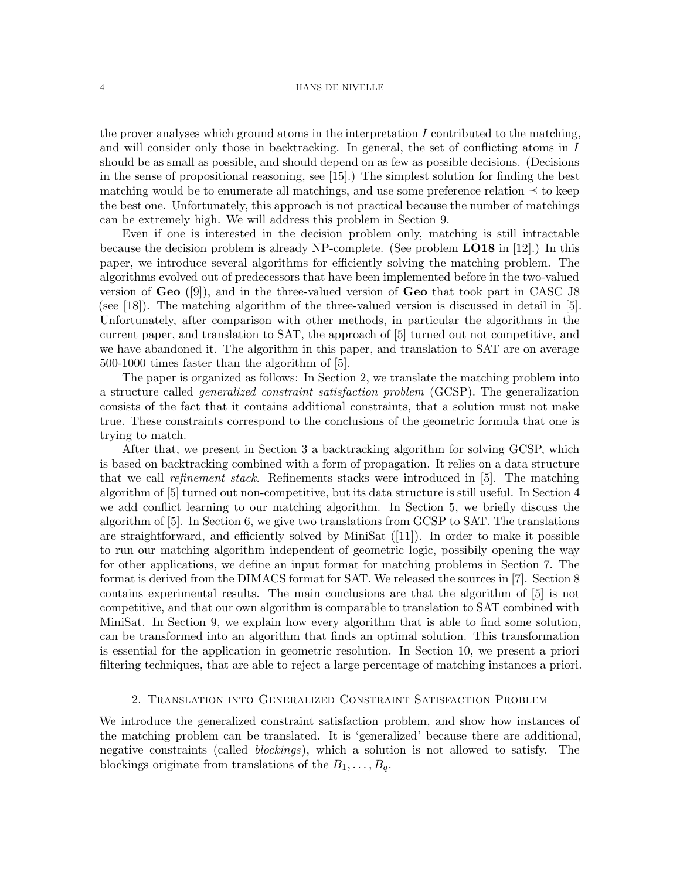the prover analyses which ground atoms in the interpretation $I$ contributed to the matching, and will consider only those in backtracking. In general, the set of conflicting atoms in $I$ should be as small as possible, and should depend on as few as possible decisions. (Decisions in the sense of propositional reasoning, see [15].) The simplest solution for finding the best matching would be to enumerate all matchings, and use some preference relation $\preceq$ to keep the best one. Unfortunately, this approach is not practical because the number of matchings can be extremely high. We will address this problem in Section 9.

Even if one is interested in the decision problem only, matching is still intractable because the decision problem is already NP-complete. (See problem **LO18** in [12].) In this paper, we introduce several algorithms for efficiently solving the matching problem. The algorithms evolved out of predecessors that have been implemented before in the two-valued version of **Geo** ([9]), and in the three-valued version of **Geo** that took part in CASC J8 (see [18]). The matching algorithm of the three-valued version is discussed in detail in [5]. Unfortunately, after comparison with other methods, in particular the algorithms in the current paper, and translation to SAT, the approach of [5] turned out not competitive, and we have abandoned it. The algorithm in this paper, and translation to SAT are on average 500-1000 times faster than the algorithm of [5].

The paper is organized as follows: In Section 2, we translate the matching problem into a structure called *generalized constraint satisfaction problem* (GCSP). The generalization consists of the fact that it contains additional constraints, that a solution must not make true. These constraints correspond to the conclusions of the geometric formula that one is trying to match.

After that, we present in Section 3 a backtracking algorithm for solving GCSP, which is based on backtracking combined with a form of propagation. It relies on a data structure that we call *refinement stack*. Refinements stacks were introduced in [5]. The matching algorithm of [5] turned out non-competitive, but its data structure is still useful. In Section 4 we add conflict learning to our matching algorithm. In Section 5, we briefly discuss the algorithm of [5]. In Section 6, we give two translations from GCSP to SAT. The translations are straightforward, and efficiently solved by MiniSat ([11]). In order to make it possible to run our matching algorithm independent of geometric logic, possibily opening the way for other applications, we define an input format for matching problems in Section 7. The format is derived from the DIMACS format for SAT. We released the sources in [7]. Section 8 contains experimental results. The main conclusions are that the algorithm of [5] is not competitive, and that our own algorithm is comparable to translation to SAT combined with MiniSat. In Section 9, we explain how every algorithm that is able to find some solution, can be transformed into an algorithm that finds an optimal solution. This transformation is essential for the application in geometric resolution. In Section 10, we present a priori filtering techniques, that are able to reject a large percentage of matching instances a priori.

## 2. Translation into Generalized Constraint Satisfaction Problem

We introduce the generalized constraint satisfaction problem, and show how instances of the matching problem can be translated. It is 'generalized' because there are additional, negative constraints (called *blockings*), which a solution is not allowed to satisfy. The blockings originate from translations of the $B_1, \ldots, B_q$.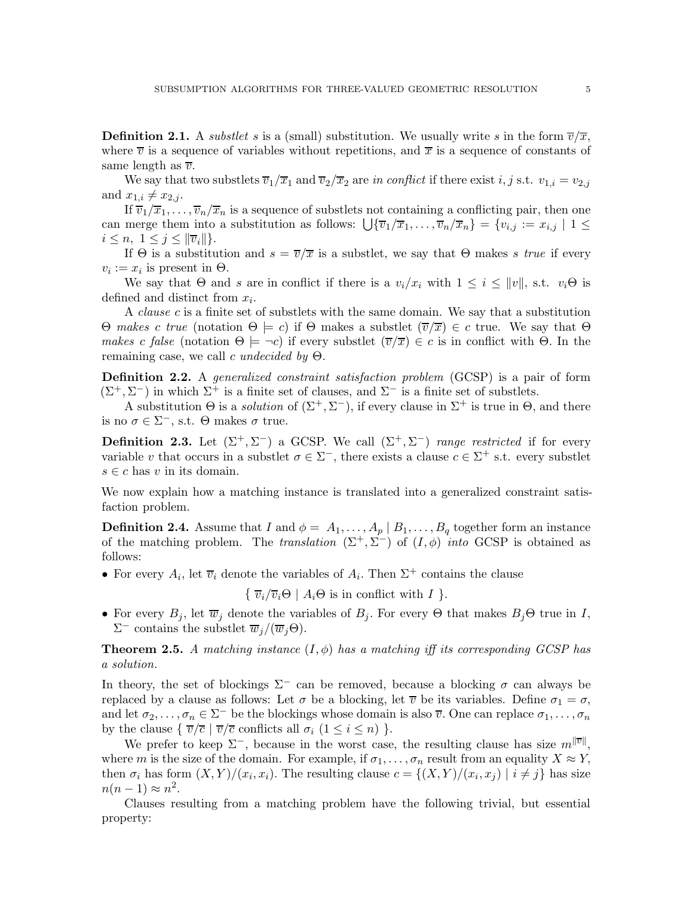**Definition 2.1.** A *substlet* $s$ is a (small) substitution. We usually write $s$ in the form $\overline{v}/\overline{x}$, where $\overline{v}$ is a sequence of variables without repetitions, and $\overline{x}$ is a sequence of constants of same length as $\overline{v}$.

We say that two substlets $\overline{v}_1/\overline{x}_1$ and $\overline{v}_2/\overline{x}_2$ are *in conflict* if there exist $i, j$ s.t. $v_{1,i} = v_{2,j}$ and $x_{1,i} \neq x_{2,j}$.

If $\overline{v}_1/\overline{x}_1, \ldots, \overline{v}_n/\overline{x}_n$ is a sequence of substlets not containing a conflicting pair, then one can merge them into a substitution as follows: $\bigcup\{\overline{v}_1/\overline{x}_1, \ldots, \overline{v}_n/\overline{x}_n\} = \{v_{i,j} := x_{i,j} \mid 1 \leq i \leq n,\ 1 \leq j \leq \|\overline{v}_i\|\}$.

If $\Theta$ is a substitution and $s = \overline{v}/\overline{x}$ is a substlet, we say that $\Theta$ makes *s true* if every $v_i := x_i$ is present in $\Theta$.

We say that $\Theta$ and $s$ are in conflict if there is a $v_i/x_i$ with $1 \leq i \leq \|v\|$, s.t. $v_i\Theta$ is defined and distinct from $x_i$.

A *clause* $c$ is a finite set of substlets with the same domain. We say that a substitution $\Theta$ *makes c true* (notation $\Theta \models c$) if $\Theta$ makes a substlet $(\overline{v}/\overline{x}) \in c$ true. We say that $\Theta$ *makes c false* (notation $\Theta \models \neg c$) if every substlet $(\overline{v}/\overline{x}) \in c$ is in conflict with $\Theta$. In the remaining case, we call *c undecided by* $\Theta$.

**Definition 2.2.** A *generalized constraint satisfaction problem* (GCSP) is a pair of form $(\Sigma^+, \Sigma^-)$ in which $\Sigma^+$ is a finite set of clauses, and $\Sigma^-$ is a finite set of substlets.

A substitution $\Theta$ is a *solution* of $(\Sigma^+, \Sigma^-)$, if every clause in $\Sigma^+$ is true in $\Theta$, and there is no $\sigma \in \Sigma^-$, s.t. $\Theta$ makes $\sigma$ true.

**Definition 2.3.** Let $(\Sigma^+, \Sigma^-)$ a GCSP. We call $(\Sigma^+, \Sigma^-)$ *range restricted* if for every variable $v$ that occurs in a substlet $\sigma \in \Sigma^-$, there exists a clause $c \in \Sigma^+$ s.t. every substlet $s \in c$ has $v$ in its domain.

We now explain how a matching instance is translated into a generalized constraint satisfaction problem.

**Definition 2.4.** Assume that $I$ and $\phi = A_1, \ldots, A_p \mid B_1, \ldots, B_q$ together form an instance of the matching problem. The *translation* $(\Sigma^+, \Sigma^-)$ of $(I, \phi)$ *into* GCSP is obtained as follows:

- For every $A_i$, let $\overline{v}_i$ denote the variables of $A_i$. Then $\Sigma^+$ contains the clause
$$\{\ \overline{v}_i/\overline{v}_i\Theta \mid A_i\Theta \text{ is in conflict with } I\ \}.$$
- For every $B_j$, let $\overline{w}_j$ denote the variables of $B_j$. For every $\Theta$ that makes $B_j\Theta$ true in $I$, $\Sigma^-$ contains the substlet $\overline{w}_j/(\overline{w}_j\Theta)$.

**Theorem 2.5.** *A matching instance $(I, \phi)$ has a matching iff its corresponding GCSP has a solution.*

In theory, the set of blockings $\Sigma^-$ can be removed, because a blocking $\sigma$ can always be replaced by a clause as follows: Let $\sigma$ be a blocking, let $\overline{v}$ be its variables. Define $\sigma_1 = \sigma$, and let $\sigma_2, \ldots, \sigma_n \in \Sigma^-$ be the blockings whose domain is also $\overline{v}$. One can replace $\sigma_1, \ldots, \sigma_n$ by the clause $\{\ \overline{v}/\overline{c} \mid \overline{v}/\overline{c} \text{ conflicts all } \sigma_i\ (1 \leq i \leq n)\ \}$.

We prefer to keep $\Sigma^-$, because in the worst case, the resulting clause has size $m^{\|\overline{v}\|}$, where $m$ is the size of the domain. For example, if $\sigma_1, \ldots, \sigma_n$ result from an equality $X \approx Y$, then $\sigma_i$ has form $(X, Y)/(x_i, x_i)$. The resulting clause $c = \{(X, Y)/(x_i, x_j) \mid i \neq j\}$ has size $n(n-1) \approx n^2$.

Clauses resulting from a matching problem have the following trivial, but essential property: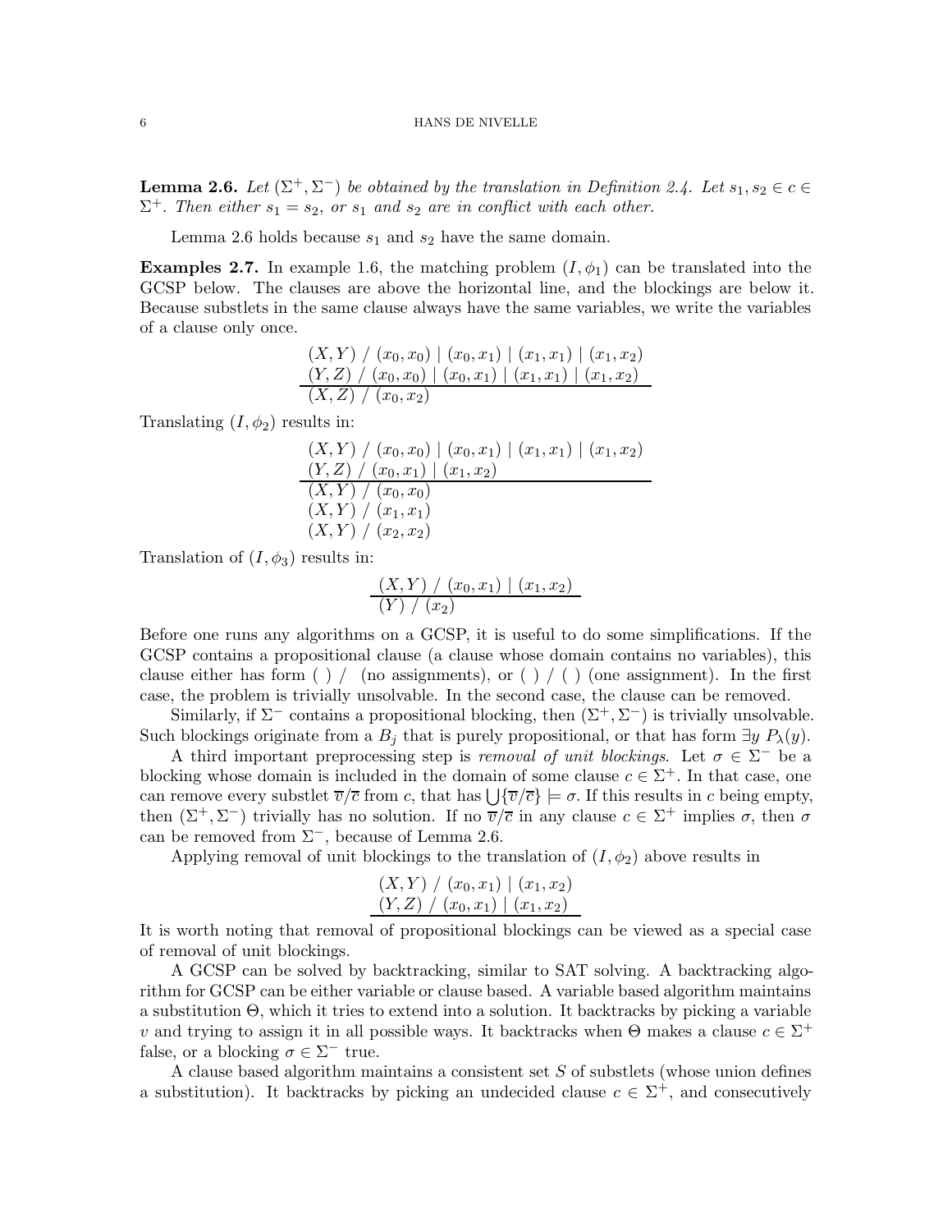**Lemma 2.6.** *Let $(\Sigma^+, \Sigma^-)$ be obtained by the translation in Definition 2.4. Let $s_1, s_2 \in c \in \Sigma^+$. Then either $s_1 = s_2$, or $s_1$ and $s_2$ are in conflict with each other.*

Lemma 2.6 holds because $s_1$ and $s_2$ have the same domain.

**Examples 2.7.** In example 1.6, the matching problem $(I, \phi_1)$ can be translated into the GCSP below. The clauses are above the horizontal line, and the blockings are below it. Because substlets in the same clause always have the same variables, we write the variables of a clause only once.

$$
\begin{array}{l}
(X,Y) \ / \ (x_0,x_0) \mid (x_0,x_1) \mid (x_1,x_1) \mid (x_1,x_2) \\
(Y,Z) \ / \ (x_0,x_0) \mid (x_0,x_1) \mid (x_1,x_1) \mid (x_1,x_2) \\
\hline
(X,Z) \ / \ (x_0,x_2)
\end{array}
$$

Translating $(I, \phi_2)$ results in:

$$
\begin{array}{l}
(X,Y) \ / \ (x_0,x_0) \mid (x_0,x_1) \mid (x_1,x_1) \mid (x_1,x_2) \\
(Y,Z) \ / \ (x_0,x_1) \mid (x_1,x_2) \\
\hline
(X,Y) \ / \ (x_0,x_0) \\
(X,Y) \ / \ (x_1,x_1) \\
(X,Y) \ / \ (x_2,x_2)
\end{array}
$$

Translation of $(I, \phi_3)$ results in:

$$
\begin{array}{l}
(X,Y) \ / \ (x_0,x_1) \mid (x_1,x_2) \\
\hline
(Y) \ / \ (x_2)
\end{array}
$$

Before one runs any algorithms on a GCSP, it is useful to do some simplifications. If the GCSP contains a propositional clause (a clause whose domain contains no variables), this clause either has form $(\ ) \ /$ (no assignments), or $(\ ) \ / \ (\ )$ (one assignment). In the first case, the problem is trivially unsolvable. In the second case, the clause can be removed.

Similarly, if $\Sigma^-$ contains a propositional blocking, then $(\Sigma^+, \Sigma^-)$ is trivially unsolvable. Such blockings originate from a $B_j$ that is purely propositional, or that has form $\exists y \ P_\lambda(y)$.

A third important preprocessing step is *removal of unit blockings*. Let $\sigma \in \Sigma^-$ be a blocking whose domain is included in the domain of some clause $c \in \Sigma^+$. In that case, one can remove every substlet $\overline{v}/\overline{c}$ from $c$, that has $\bigcup \{\overline{v}/\overline{c}\} \models \sigma$. If this results in $c$ being empty, then $(\Sigma^+, \Sigma^-)$ trivially has no solution. If no $\overline{v}/\overline{c}$ in any clause $c \in \Sigma^+$ implies $\sigma$, then $\sigma$ can be removed from $\Sigma^-$, because of Lemma 2.6.

Applying removal of unit blockings to the translation of $(I, \phi_2)$ above results in

$$
\begin{array}{l}
(X,Y) \ / \ (x_0,x_1) \mid (x_1,x_2) \\
(Y,Z) \ / \ (x_0,x_1) \mid (x_1,x_2) \\
\hline
\end{array}
$$

It is worth noting that removal of propositional blockings can be viewed as a special case of removal of unit blockings.

A GCSP can be solved by backtracking, similar to SAT solving. A backtracking algorithm for GCSP can be either variable or clause based. A variable based algorithm maintains a substitution $\Theta$, which it tries to extend into a solution. It backtracks by picking a variable $v$ and trying to assign it in all possible ways. It backtracks when $\Theta$ makes a clause $c \in \Sigma^+$ false, or a blocking $\sigma \in \Sigma^-$ true.

A clause based algorithm maintains a consistent set $S$ of substlets (whose union defines a substitution). It backtracks by picking an undecided clause $c \in \Sigma^+$, and consecutively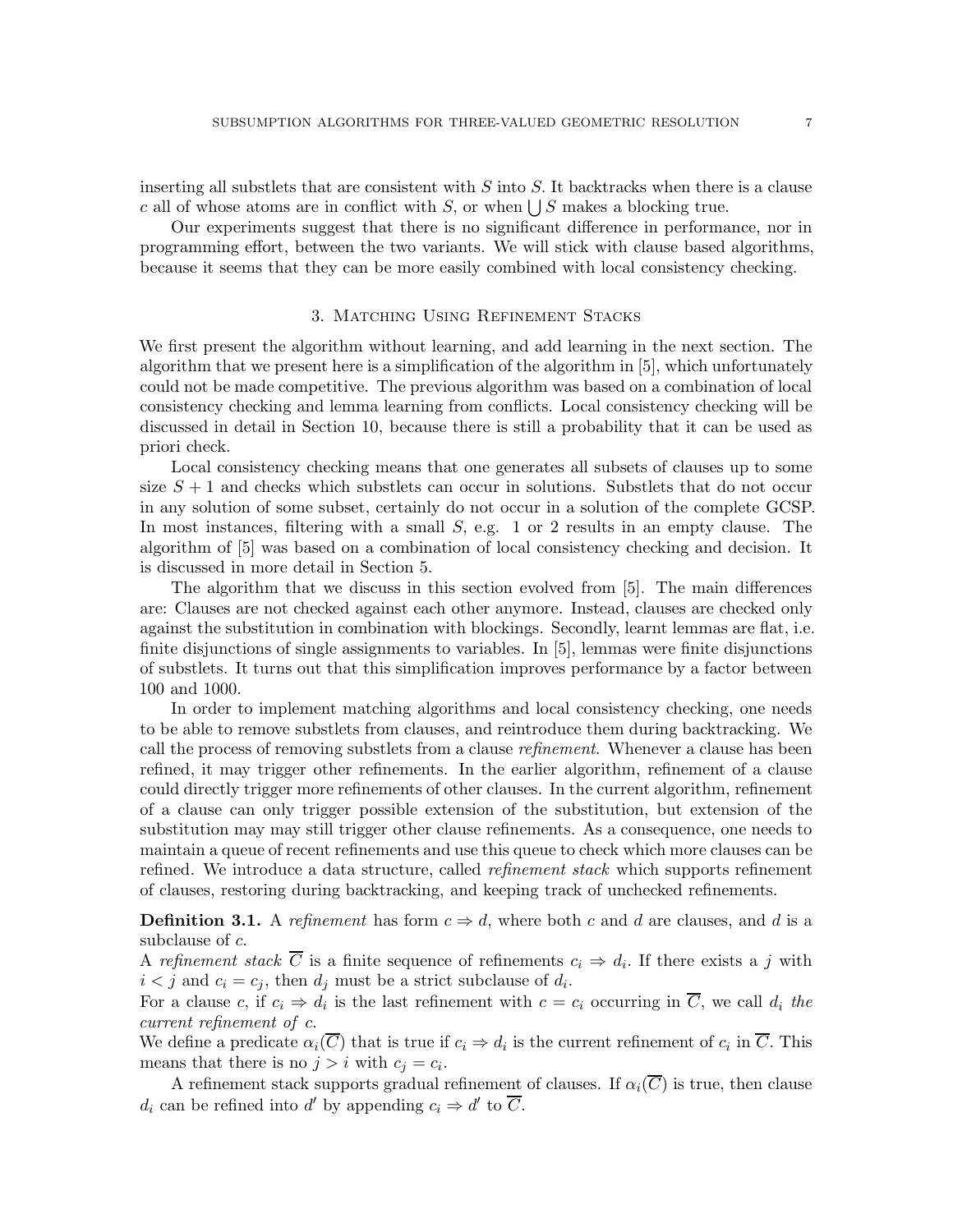inserting all substlets that are consistent with $S$ into $S$. It backtracks when there is a clause $c$ all of whose atoms are in conflict with $S$, or when $\bigcup S$ makes a blocking true.

Our experiments suggest that there is no significant difference in performance, nor in programming effort, between the two variants. We will stick with clause based algorithms, because it seems that they can be more easily combined with local consistency checking.

## 3. Matching Using Refinement Stacks

We first present the algorithm without learning, and add learning in the next section. The algorithm that we present here is a simplification of the algorithm in [5], which unfortunately could not be made competitive. The previous algorithm was based on a combination of local consistency checking and lemma learning from conflicts. Local consistency checking will be discussed in detail in Section 10, because there is still a probability that it can be used as priori check.

Local consistency checking means that one generates all subsets of clauses up to some size $S + 1$ and checks which substlets can occur in solutions. Substlets that do not occur in any solution of some subset, certainly do not occur in a solution of the complete GCSP. In most instances, filtering with a small $S$, e.g. 1 or 2 results in an empty clause. The algorithm of [5] was based on a combination of local consistency checking and decision. It is discussed in more detail in Section 5.

The algorithm that we discuss in this section evolved from [5]. The main differences are: Clauses are not checked against each other anymore. Instead, clauses are checked only against the substitution in combination with blockings. Secondly, learnt lemmas are flat, i.e. finite disjunctions of single assignments to variables. In [5], lemmas were finite disjunctions of substlets. It turns out that this simplification improves performance by a factor between 100 and 1000.

In order to implement matching algorithms and local consistency checking, one needs to be able to remove substlets from clauses, and reintroduce them during backtracking. We call the process of removing substlets from a clause *refinement*. Whenever a clause has been refined, it may trigger other refinements. In the earlier algorithm, refinement of a clause could directly trigger more refinements of other clauses. In the current algorithm, refinement of a clause can only trigger possible extension of the substitution, but extension of the substitution may may still trigger other clause refinements. As a consequence, one needs to maintain a queue of recent refinements and use this queue to check which more clauses can be refined. We introduce a data structure, called *refinement stack* which supports refinement of clauses, restoring during backtracking, and keeping track of unchecked refinements.

**Definition 3.1.** A *refinement* has form $c \Rightarrow d$, where both $c$ and $d$ are clauses, and $d$ is a subclause of $c$.
A *refinement stack* $\overline{C}$ is a finite sequence of refinements $c_i \Rightarrow d_i$. If there exists a $j$ with $i < j$ and $c_i = c_j$, then $d_j$ must be a strict subclause of $d_i$.
For a clause $c$, if $c_i \Rightarrow d_i$ is the last refinement with $c = c_i$ occurring in $\overline{C}$, we call $d_i$ *the current refinement of* $c$.
We define a predicate $\alpha_i(\overline{C})$ that is true if $c_i \Rightarrow d_i$ is the current refinement of $c_i$ in $\overline{C}$. This means that there is no $j > i$ with $c_j = c_i$.

A refinement stack supports gradual refinement of clauses. If $\alpha_i(\overline{C})$ is true, then clause $d_i$ can be refined into $d'$ by appending $c_i \Rightarrow d'$ to $\overline{C}$.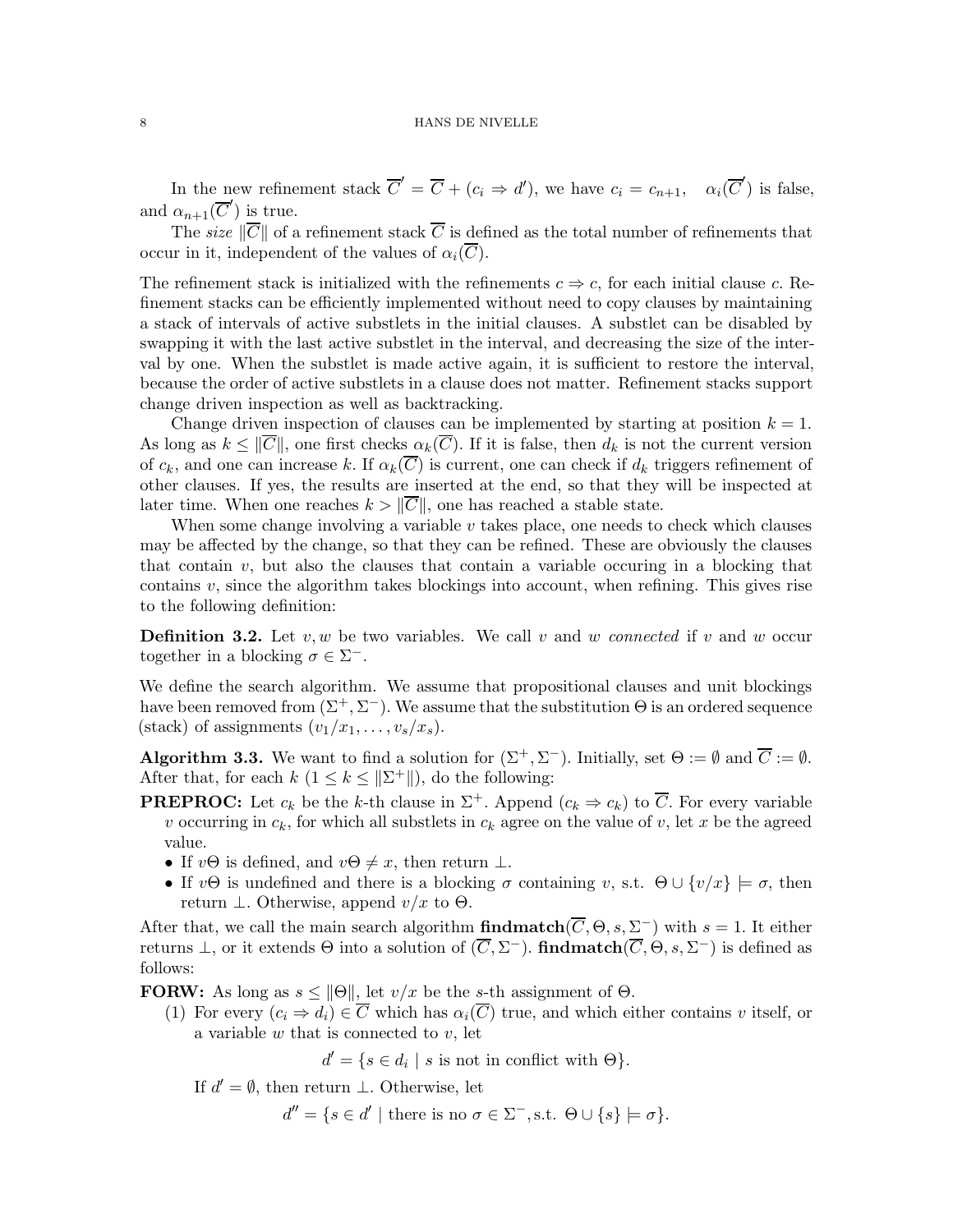In the new refinement stack $\overline{C}' = \overline{C} + (c_i \Rightarrow d')$, we have $c_i = c_{n+1}$, $\alpha_i(\overline{C}')$ is false, and $\alpha_{n+1}(\overline{C}')$ is true.

The *size* $\|\overline{C}\|$ of a refinement stack $\overline{C}$ is defined as the total number of refinements that occur in it, independent of the values of $\alpha_i(\overline{C})$.

The refinement stack is initialized with the refinements $c \Rightarrow c$, for each initial clause $c$. Refinement stacks can be efficiently implemented without need to copy clauses by maintaining a stack of intervals of active substlets in the initial clauses. A substlet can be disabled by swapping it with the last active substlet in the interval, and decreasing the size of the interval by one. When the substlet is made active again, it is sufficient to restore the interval, because the order of active substlets in a clause does not matter. Refinement stacks support change driven inspection as well as backtracking.

Change driven inspection of clauses can be implemented by starting at position $k = 1$. As long as $k \leq \|\overline{C}\|$, one first checks $\alpha_k(\overline{C})$. If it is false, then $d_k$ is not the current version of $c_k$, and one can increase $k$. If $\alpha_k(\overline{C})$ is current, one can check if $d_k$ triggers refinement of other clauses. If yes, the results are inserted at the end, so that they will be inspected at later time. When one reaches $k > \|\overline{C}\|$, one has reached a stable state.

When some change involving a variable $v$ takes place, one needs to check which clauses may be affected by the change, so that they can be refined. These are obviously the clauses that contain $v$, but also the clauses that contain a variable occuring in a blocking that contains $v$, since the algorithm takes blockings into account, when refining. This gives rise to the following definition:

**Definition 3.2.** Let $v, w$ be two variables. We call $v$ and $w$ *connected* if $v$ and $w$ occur together in a blocking $\sigma \in \Sigma^-$.

We define the search algorithm. We assume that propositional clauses and unit blockings have been removed from $(\Sigma^+, \Sigma^-)$. We assume that the substitution $\Theta$ is an ordered sequence (stack) of assignments $(v_1/x_1, \ldots, v_s/x_s)$.

**Algorithm 3.3.** We want to find a solution for $(\Sigma^+, \Sigma^-)$. Initially, set $\Theta := \emptyset$ and $\overline{C} := \emptyset$. After that, for each $k$ $(1 \leq k \leq \|\Sigma^+\|)$, do the following:

**PREPROC:** Let $c_k$ be the $k$-th clause in $\Sigma^+$. Append $(c_k \Rightarrow c_k)$ to $\overline{C}$. For every variable $v$ occurring in $c_k$, for which all substlets in $c_k$ agree on the value of $v$, let $x$ be the agreed value.

- If $v\Theta$ is defined, and $v\Theta \neq x$, then return $\bot$.
- If $v\Theta$ is undefined and there is a blocking $\sigma$ containing $v$, s.t. $\Theta \cup \{v/x\} \models \sigma$, then return $\bot$. Otherwise, append $v/x$ to $\Theta$.

After that, we call the main search algorithm **findmatch**$(\overline{C}, \Theta, s, \Sigma^-)$ with $s = 1$. It either returns $\bot$, or it extends $\Theta$ into a solution of $(\overline{C}, \Sigma^-)$. **findmatch**$(\overline{C}, \Theta, s, \Sigma^-)$ is defined as follows:

**FORW:** As long as $s \leq \|\Theta\|$, let $v/x$ be the $s$-th assignment of $\Theta$.

(1) For every $(c_i \Rightarrow d_i) \in \overline{C}$ which has $\alpha_i(\overline{C})$ true, and which either contains $v$ itself, or a variable $w$ that is connected to $v$, let

$$d' = \{s \in d_i \mid s \text{ is not in conflict with } \Theta\}.$$

If $d' = \emptyset$, then return $\bot$. Otherwise, let

$$d'' = \{s \in d' \mid \text{there is no } \sigma \in \Sigma^-, \text{s.t. } \Theta \cup \{s\} \models \sigma\}.$$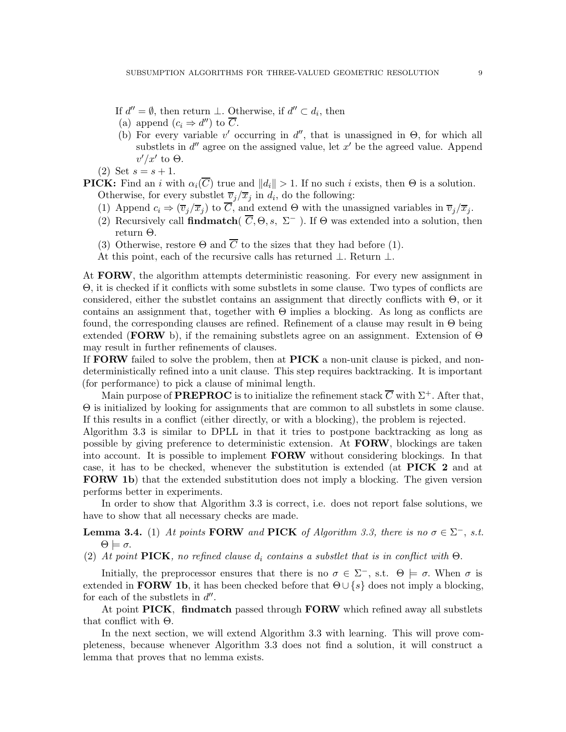If $d'' = \emptyset$, then return $\bot$. Otherwise, if $d'' \subset d_i$, then

(a) append $(c_i \Rightarrow d'')$ to $\overline{C}$.

(b) For every variable $v'$ occurring in $d''$, that is unassigned in $\Theta$, for which all substlets in $d''$ agree on the assigned value, let $x'$ be the agreed value. Append $v'/x'$ to $\Theta$.

(2) Set $s = s + 1$.

**PICK:** Find an $i$ with $\alpha_i(\overline{C})$ true and $\|d_i\| > 1$. If no such $i$ exists, then $\Theta$ is a solution. Otherwise, for every substlet $\overline{v}_j/\overline{x}_j$ in $d_i$, do the following:

(1) Append $c_i \Rightarrow (\overline{v}_j/\overline{x}_j)$ to $\overline{C}$, and extend $\Theta$ with the unassigned variables in $\overline{v}_j/\overline{x}_j$.

(2) Recursively call **findmatch**( $\overline{C}, \Theta, s,\ \Sigma^-$ ). If $\Theta$ was extended into a solution, then return $\Theta$.

(3) Otherwise, restore $\Theta$ and $\overline{C}$ to the sizes that they had before (1).

At this point, each of the recursive calls has returned $\bot$. Return $\bot$.

At **FORW**, the algorithm attempts deterministic reasoning. For every new assignment in $\Theta$, it is checked if it conflicts with some substlets in some clause. Two types of conflicts are considered, either the substlet contains an assignment that directly conflicts with $\Theta$, or it contains an assignment that, together with $\Theta$ implies a blocking. As long as conflicts are found, the corresponding clauses are refined. Refinement of a clause may result in $\Theta$ being extended (**FORW** b), if the remaining substlets agree on an assignment. Extension of $\Theta$ may result in further refinements of clauses.

If **FORW** failed to solve the problem, then at **PICK** a non-unit clause is picked, and nondeterministically refined into a unit clause. This step requires backtracking. It is important (for performance) to pick a clause of minimal length.

Main purpose of **PREPROC** is to initialize the refinement stack $\overline{C}$ with $\Sigma^+$. After that, $\Theta$ is initialized by looking for assignments that are common to all substlets in some clause. If this results in a conflict (either directly, or with a blocking), the problem is rejected.

Algorithm 3.3 is similar to DPLL in that it tries to postpone backtracking as long as possible by giving preference to deterministic extension. At **FORW**, blockings are taken into account. It is possible to implement **FORW** without considering blockings. In that case, it has to be checked, whenever the substitution is extended (at **PICK 2** and at **FORW 1b**) that the extended substitution does not imply a blocking. The given version performs better in experiments.

In order to show that Algorithm 3.3 is correct, i.e. does not report false solutions, we have to show that all necessary checks are made.

**Lemma 3.4.** (1) *At points* **FORW** *and* **PICK** *of Algorithm 3.3, there is no $\sigma \in \Sigma^-$, s.t. $\Theta \models \sigma$.*

(2) *At point* **PICK**, *no refined clause $d_i$ contains a substlet that is in conflict with $\Theta$.*

Initially, the preprocessor ensures that there is no $\sigma \in \Sigma^-$, s.t. $\Theta \models \sigma$. When $\sigma$ is extended in **FORW 1b**, it has been checked before that $\Theta \cup \{s\}$ does not imply a blocking, for each of the substlets in $d''$.

At point **PICK**, **findmatch** passed through **FORW** which refined away all substlets that conflict with $\Theta$.

In the next section, we will extend Algorithm 3.3 with learning. This will prove completeness, because whenever Algorithm 3.3 does not find a solution, it will construct a lemma that proves that no lemma exists.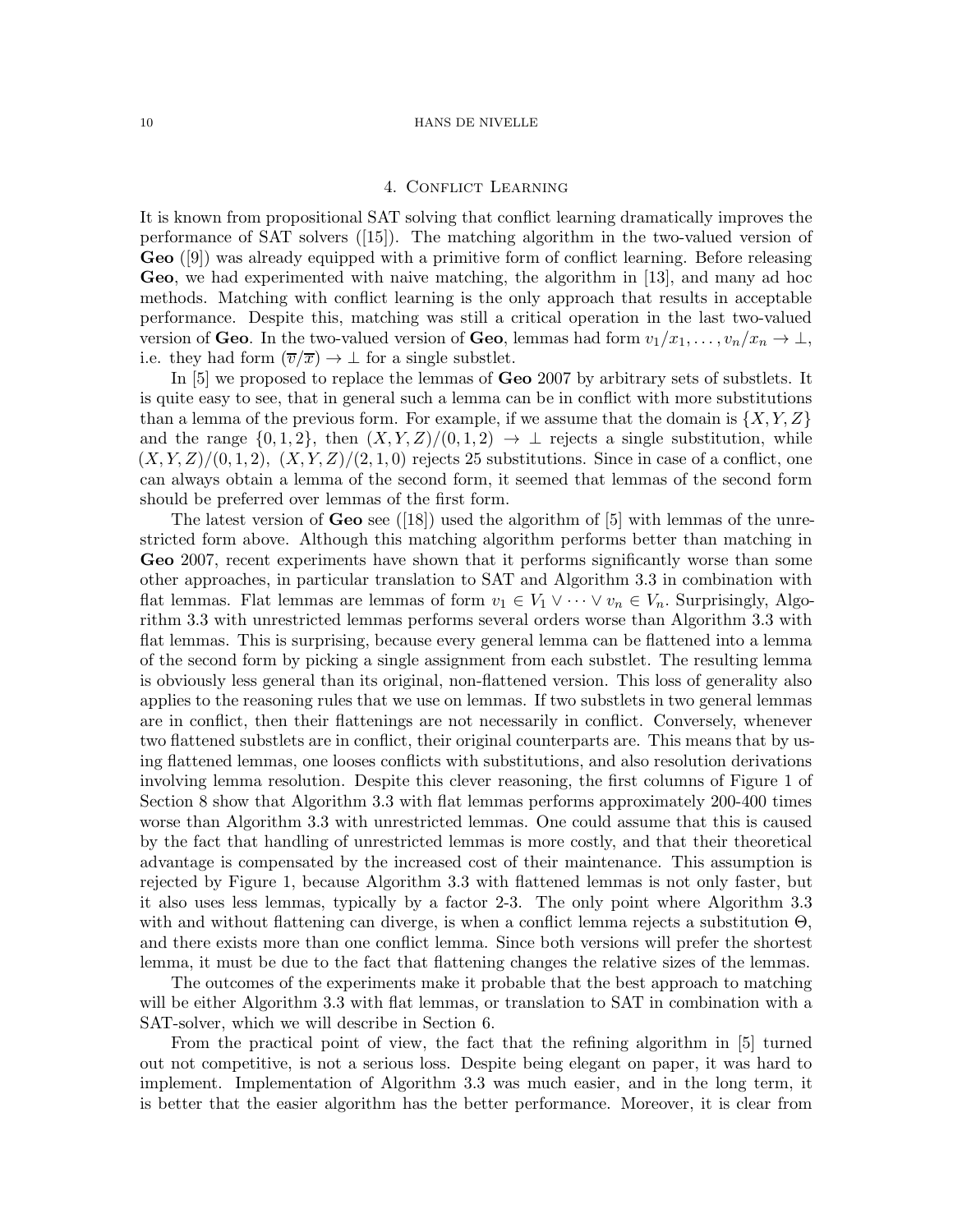## 4. Conflict Learning

It is known from propositional SAT solving that conflict learning dramatically improves the performance of SAT solvers ([15]). The matching algorithm in the two-valued version of **Geo** ([9]) was already equipped with a primitive form of conflict learning. Before releasing **Geo**, we had experimented with naive matching, the algorithm in [13], and many ad hoc methods. Matching with conflict learning is the only approach that results in acceptable performance. Despite this, matching was still a critical operation in the last two-valued version of **Geo**. In the two-valued version of **Geo**, lemmas had form $v_1/x_1, \ldots, v_n/x_n \rightarrow \bot$, i.e. they had form $(\overline{v}/\overline{x}) \rightarrow \bot$ for a single substlet.

In [5] we proposed to replace the lemmas of **Geo** 2007 by arbitrary sets of substlets. It is quite easy to see, that in general such a lemma can be in conflict with more substitutions than a lemma of the previous form. For example, if we assume that the domain is $\{X, Y, Z\}$ and the range $\{0, 1, 2\}$, then $(X, Y, Z)/(0, 1, 2) \rightarrow \bot$ rejects a single substitution, while $(X, Y, Z)/(0, 1, 2),\ (X, Y, Z)/(2, 1, 0)$ rejects 25 substitutions. Since in case of a conflict, one can always obtain a lemma of the second form, it seemed that lemmas of the second form should be preferred over lemmas of the first form.

The latest version of **Geo** see ([18]) used the algorithm of [5] with lemmas of the unrestricted form above. Although this matching algorithm performs better than matching in **Geo** 2007, recent experiments have shown that it performs significantly worse than some other approaches, in particular translation to SAT and Algorithm 3.3 in combination with flat lemmas. Flat lemmas are lemmas of form $v_1 \in V_1 \vee \cdots \vee v_n \in V_n$. Surprisingly, Algorithm 3.3 with unrestricted lemmas performs several orders worse than Algorithm 3.3 with flat lemmas. This is surprising, because every general lemma can be flattened into a lemma of the second form by picking a single assignment from each substlet. The resulting lemma is obviously less general than its original, non-flattened version. This loss of generality also applies to the reasoning rules that we use on lemmas. If two substlets in two general lemmas are in conflict, then their flattenings are not necessarily in conflict. Conversely, whenever two flattened substlets are in conflict, their original counterparts are. This means that by using flattened lemmas, one looses conflicts with substitutions, and also resolution derivations involving lemma resolution. Despite this clever reasoning, the first columns of Figure 1 of Section 8 show that Algorithm 3.3 with flat lemmas performs approximately 200-400 times worse than Algorithm 3.3 with unrestricted lemmas. One could assume that this is caused by the fact that handling of unrestricted lemmas is more costly, and that their theoretical advantage is compensated by the increased cost of their maintenance. This assumption is rejected by Figure 1, because Algorithm 3.3 with flattened lemmas is not only faster, but it also uses less lemmas, typically by a factor 2-3. The only point where Algorithm 3.3 with and without flattening can diverge, is when a conflict lemma rejects a substitution $\Theta$, and there exists more than one conflict lemma. Since both versions will prefer the shortest lemma, it must be due to the fact that flattening changes the relative sizes of the lemmas.

The outcomes of the experiments make it probable that the best approach to matching will be either Algorithm 3.3 with flat lemmas, or translation to SAT in combination with a SAT-solver, which we will describe in Section 6.

From the practical point of view, the fact that the refining algorithm in [5] turned out not competitive, is not a serious loss. Despite being elegant on paper, it was hard to implement. Implementation of Algorithm 3.3 was much easier, and in the long term, it is better that the easier algorithm has the better performance. Moreover, it is clear from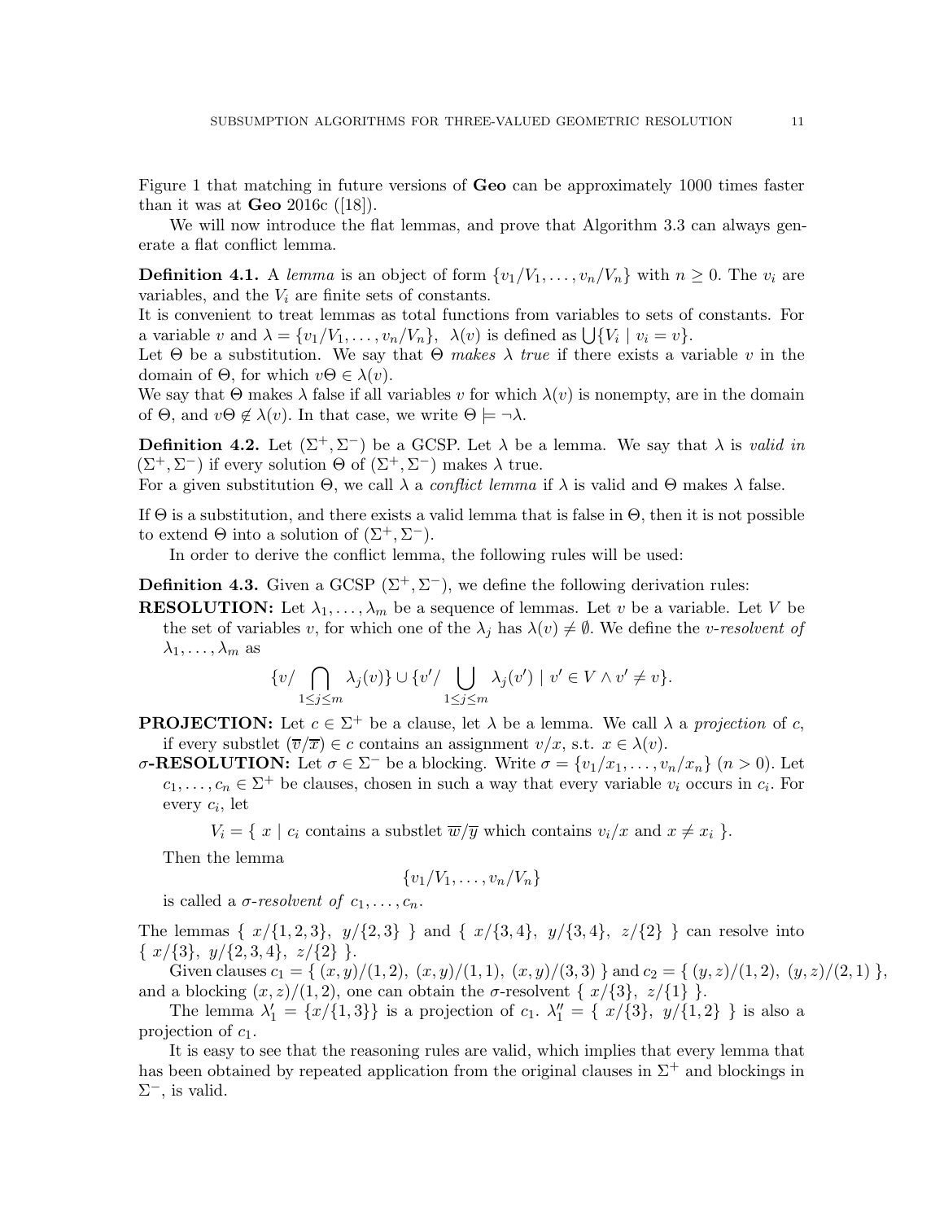Figure 1 that matching in future versions of **Geo** can be approximately 1000 times faster than it was at **Geo** 2016c ([18]).

We will now introduce the flat lemmas, and prove that Algorithm 3.3 can always generate a flat conflict lemma.

**Definition 4.1.** A *lemma* is an object of form $\{v_1/V_1, \ldots, v_n/V_n\}$ with $n \geq 0$. The $v_i$ are variables, and the $V_i$ are finite sets of constants.
It is convenient to treat lemmas as total functions from variables to sets of constants. For a variable $v$ and $\lambda = \{v_1/V_1, \ldots, v_n/V_n\}$, $\lambda(v)$ is defined as $\bigcup\{V_i \mid v_i = v\}$.
Let $\Theta$ be a substitution. We say that $\Theta$ *makes $\lambda$ true* if there exists a variable $v$ in the domain of $\Theta$, for which $v\Theta \in \lambda(v)$.
We say that $\Theta$ makes $\lambda$ false if all variables $v$ for which $\lambda(v)$ is nonempty, are in the domain of $\Theta$, and $v\Theta \notin \lambda(v)$. In that case, we write $\Theta \models \neg\lambda$.

**Definition 4.2.** Let $(\Sigma^+, \Sigma^-)$ be a GCSP. Let $\lambda$ be a lemma. We say that $\lambda$ is *valid in* $(\Sigma^+, \Sigma^-)$ if every solution $\Theta$ of $(\Sigma^+, \Sigma^-)$ makes $\lambda$ true.
For a given substitution $\Theta$, we call $\lambda$ a *conflict lemma* if $\lambda$ is valid and $\Theta$ makes $\lambda$ false.

If $\Theta$ is a substitution, and there exists a valid lemma that is false in $\Theta$, then it is not possible to extend $\Theta$ into a solution of $(\Sigma^+, \Sigma^-)$.

In order to derive the conflict lemma, the following rules will be used:

**Definition 4.3.** Given a GCSP $(\Sigma^+, \Sigma^-)$, we define the following derivation rules:

**RESOLUTION:** Let $\lambda_1, \ldots, \lambda_m$ be a sequence of lemmas. Let $v$ be a variable. Let $V$ be the set of variables $v$, for which one of the $\lambda_j$ has $\lambda(v) \neq \emptyset$. We define the *$v$-resolvent of* $\lambda_1, \ldots, \lambda_m$ as

$$\{v/\bigcap_{1 \leq j \leq m} \lambda_j(v)\} \cup \{v'/\bigcup_{1 \leq j \leq m} \lambda_j(v') \mid v' \in V \wedge v' \neq v\}.$$

**PROJECTION:** Let $c \in \Sigma^+$ be a clause, let $\lambda$ be a lemma. We call $\lambda$ a *projection* of $c$, if every substlet $(\overline{v}/\overline{x}) \in c$ contains an assignment $v/x$, s.t. $x \in \lambda(v)$.

**$\sigma$-RESOLUTION:** Let $\sigma \in \Sigma^-$ be a blocking. Write $\sigma = \{v_1/x_1, \ldots, v_n/x_n\}$ $(n > 0)$. Let $c_1, \ldots, c_n \in \Sigma^+$ be clauses, chosen in such a way that every variable $v_i$ occurs in $c_i$. For every $c_i$, let

$$V_i = \{\ x \mid c_i \text{ contains a substlet } \overline{w}/\overline{y} \text{ which contains } v_i/x \text{ and } x \neq x_i\ \}.$$

Then the lemma

$$\{v_1/V_1, \ldots, v_n/V_n\}$$

is called a *$\sigma$-resolvent of* $c_1, \ldots, c_n$.

The lemmas $\{\ x/\{1,2,3\},\ y/\{2,3\}\ \}$ and $\{\ x/\{3,4\},\ y/\{3,4\},\ z/\{2\}\ \}$ can resolve into $\{\ x/\{3\},\ y/\{2,3,4\},\ z/\{2\}\ \}$.

Given clauses $c_1 = \{\ (x,y)/(1,2),\ (x,y)/(1,1),\ (x,y)/(3,3)\ \}$ and $c_2 = \{\ (y,z)/(1,2),\ (y,z)/(2,1)\ \}$, and a blocking $(x,z)/(1,2)$, one can obtain the $\sigma$-resolvent $\{\ x/\{3\},\ z/\{1\}\ \}$.

The lemma $\lambda_1' = \{x/\{1,3\}\}$ is a projection of $c_1$. $\lambda_1'' = \{\ x/\{3\},\ y/\{1,2\}\ \}$ is also a projection of $c_1$.

It is easy to see that the reasoning rules are valid, which implies that every lemma that has been obtained by repeated application from the original clauses in $\Sigma^+$ and blockings in $\Sigma^-$, is valid.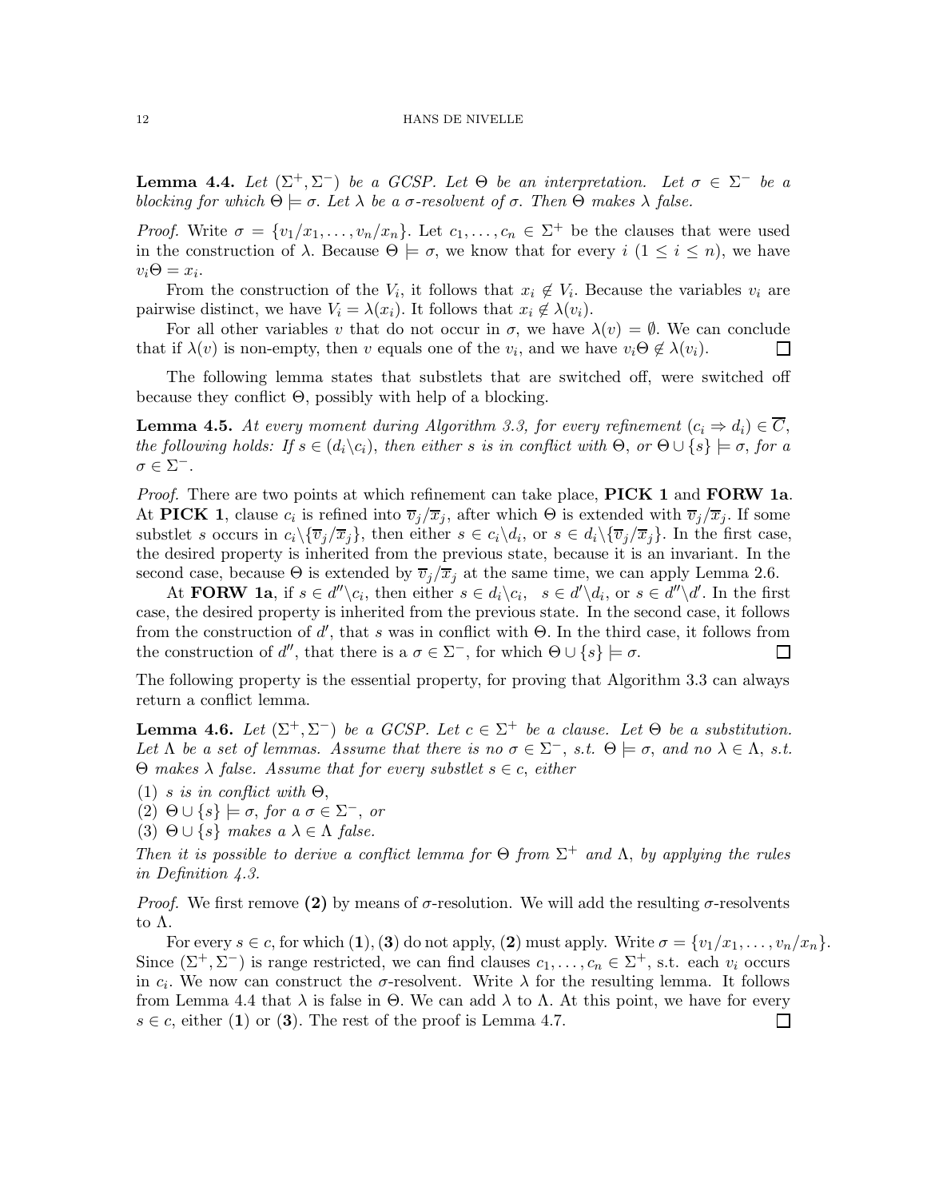**Lemma 4.4.** *Let $(\Sigma^+, \Sigma^-)$ be a GCSP. Let $\Theta$ be an interpretation. Let $\sigma \in \Sigma^-$ be a blocking for which $\Theta \models \sigma$. Let $\lambda$ be a $\sigma$-resolvent of $\sigma$. Then $\Theta$ makes $\lambda$ false.*

*Proof.* Write $\sigma = \{v_1/x_1, \ldots, v_n/x_n\}$. Let $c_1, \ldots, c_n \in \Sigma^+$ be the clauses that were used in the construction of $\lambda$. Because $\Theta \models \sigma$, we know that for every $i$ $(1 \leq i \leq n)$, we have $v_i\Theta = x_i$.

From the construction of the $V_i$, it follows that $x_i \notin V_i$. Because the variables $v_i$ are pairwise distinct, we have $V_i = \lambda(x_i)$. It follows that $x_i \notin \lambda(v_i)$.

For all other variables $v$ that do not occur in $\sigma$, we have $\lambda(v) = \emptyset$. We can conclude that if $\lambda(v)$ is non-empty, then $v$ equals one of the $v_i$, and we have $v_i\Theta \notin \lambda(v_i)$. □

The following lemma states that substlets that are switched off, were switched off because they conflict $\Theta$, possibly with help of a blocking.

**Lemma 4.5.** *At every moment during Algorithm 3.3, for every refinement $(c_i \Rightarrow d_i) \in \overline{C}$, the following holds: If $s \in (d_i \backslash c_i)$, then either $s$ is in conflict with $\Theta$, or $\Theta \cup \{s\} \models \sigma$, for a $\sigma \in \Sigma^-$.*

*Proof.* There are two points at which refinement can take place, **PICK 1** and **FORW 1a**. At **PICK 1**, clause $c_i$ is refined into $\overline{v}_j/\overline{x}_j$, after which $\Theta$ is extended with $\overline{v}_j/\overline{x}_j$. If some substlet $s$ occurs in $c_i \backslash \{\overline{v}_j/\overline{x}_j\}$, then either $s \in c_i \backslash d_i$, or $s \in d_i \backslash \{\overline{v}_j/\overline{x}_j\}$. In the first case, the desired property is inherited from the previous state, because it is an invariant. In the second case, because $\Theta$ is extended by $\overline{v}_j/\overline{x}_j$ at the same time, we can apply Lemma 2.6.

At **FORW 1a**, if $s \in d'' \backslash c_i$, then either $s \in d_i \backslash c_i$, $\;s \in d' \backslash d_i$, or $s \in d'' \backslash d'$. In the first case, the desired property is inherited from the previous state. In the second case, it follows from the construction of $d'$, that $s$ was in conflict with $\Theta$. In the third case, it follows from the construction of $d''$, that there is a $\sigma \in \Sigma^-$, for which $\Theta \cup \{s\} \models \sigma$. □

The following property is the essential property, for proving that Algorithm 3.3 can always return a conflict lemma.

**Lemma 4.6.** *Let $(\Sigma^+, \Sigma^-)$ be a GCSP. Let $c \in \Sigma^+$ be a clause. Let $\Theta$ be a substitution. Let $\Lambda$ be a set of lemmas. Assume that there is no $\sigma \in \Sigma^-$, s.t. $\Theta \models \sigma$, and no $\lambda \in \Lambda$, s.t. $\Theta$ makes $\lambda$ false. Assume that for every substlet $s \in c$, either*

*(1) $s$ is in conflict with $\Theta$,*

*(2) $\Theta \cup \{s\} \models \sigma$, for a $\sigma \in \Sigma^-$, or*

*(3) $\Theta \cup \{s\}$ makes a $\lambda \in \Lambda$ false.*

*Then it is possible to derive a conflict lemma for $\Theta$ from $\Sigma^+$ and $\Lambda$, by applying the rules in Definition 4.3.*

*Proof.* We first remove **(2)** by means of $\sigma$-resolution. We will add the resulting $\sigma$-resolvents to $\Lambda$.

For every $s \in c$, for which **(1)**, **(3)** do not apply, **(2)** must apply. Write $\sigma = \{v_1/x_1, \ldots, v_n/x_n\}$. Since $(\Sigma^+, \Sigma^-)$ is range restricted, we can find clauses $c_1, \ldots, c_n \in \Sigma^+$, s.t. each $v_i$ occurs in $c_i$. We now can construct the $\sigma$-resolvent. Write $\lambda$ for the resulting lemma. It follows from Lemma 4.4 that $\lambda$ is false in $\Theta$. We can add $\lambda$ to $\Lambda$. At this point, we have for every $s \in c$, either **(1)** or **(3)**. The rest of the proof is Lemma 4.7. □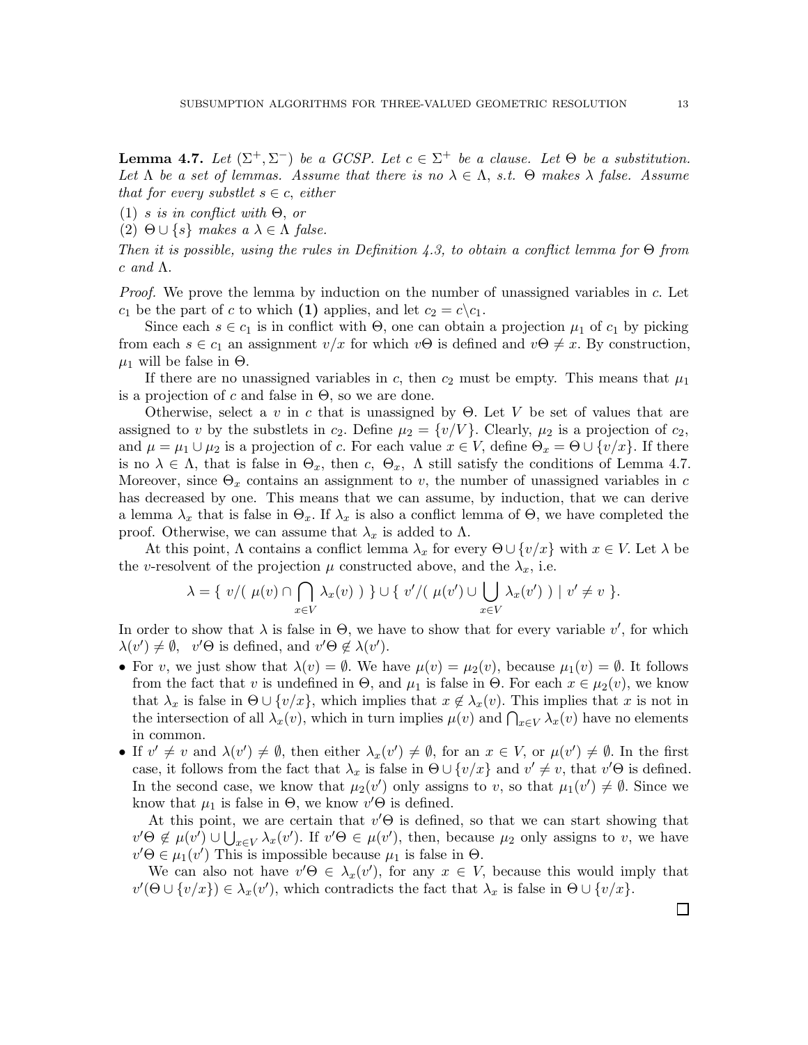**Lemma 4.7.** *Let $(\Sigma^+, \Sigma^-)$ be a GCSP. Let $c \in \Sigma^+$ be a clause. Let $\Theta$ be a substitution. Let $\Lambda$ be a set of lemmas. Assume that there is no $\lambda \in \Lambda$, s.t. $\Theta$ makes $\lambda$ false. Assume that for every substlet $s \in c$, either*

(1) *$s$ is in conflict with $\Theta$, or*
(2) *$\Theta \cup \{s\}$ makes a $\lambda \in \Lambda$ false.*

*Then it is possible, using the rules in Definition 4.3, to obtain a conflict lemma for $\Theta$ from $c$ and $\Lambda$.*

*Proof.* We prove the lemma by induction on the number of unassigned variables in $c$. Let $c_1$ be the part of $c$ to which **(1)** applies, and let $c_2 = c \backslash c_1$.

Since each $s \in c_1$ is in conflict with $\Theta$, one can obtain a projection $\mu_1$ of $c_1$ by picking from each $s \in c_1$ an assignment $v/x$ for which $v\Theta$ is defined and $v\Theta \neq x$. By construction, $\mu_1$ will be false in $\Theta$.

If there are no unassigned variables in $c$, then $c_2$ must be empty. This means that $\mu_1$ is a projection of $c$ and false in $\Theta$, so we are done.

Otherwise, select a $v$ in $c$ that is unassigned by $\Theta$. Let $V$ be set of values that are assigned to $v$ by the substlets in $c_2$. Define $\mu_2 = \{v/V\}$. Clearly, $\mu_2$ is a projection of $c_2$, and $\mu = \mu_1 \cup \mu_2$ is a projection of $c$. For each value $x \in V$, define $\Theta_x = \Theta \cup \{v/x\}$. If there is no $\lambda \in \Lambda$, that is false in $\Theta_x$, then $c$, $\Theta_x$, $\Lambda$ still satisfy the conditions of Lemma 4.7. Moreover, since $\Theta_x$ contains an assignment to $v$, the number of unassigned variables in $c$ has decreased by one. This means that we can assume, by induction, that we can derive a lemma $\lambda_x$ that is false in $\Theta_x$. If $\lambda_x$ is also a conflict lemma of $\Theta$, we have completed the proof. Otherwise, we can assume that $\lambda_x$ is added to $\Lambda$.

At this point, $\Lambda$ contains a conflict lemma $\lambda_x$ for every $\Theta \cup \{v/x\}$ with $x \in V$. Let $\lambda$ be the $v$-resolvent of the projection $\mu$ constructed above, and the $\lambda_x$, i.e.

$$\lambda = \{ \ v/( \ \mu(v) \cap \bigcap_{x \in V} \lambda_x(v) \ ) \ \} \cup \{ \ v'/( \ \mu(v') \cup \bigcup_{x \in V} \lambda_x(v') \ ) \mid v' \neq v \ \}.$$

In order to show that $\lambda$ is false in $\Theta$, we have to show that for every variable $v'$, for which $\lambda(v') \neq \emptyset$, $v'\Theta$ is defined, and $v'\Theta \notin \lambda(v')$.

- For $v$, we just show that $\lambda(v) = \emptyset$. We have $\mu(v) = \mu_2(v)$, because $\mu_1(v) = \emptyset$. It follows from the fact that $v$ is undefined in $\Theta$, and $\mu_1$ is false in $\Theta$. For each $x \in \mu_2(v)$, we know that $\lambda_x$ is false in $\Theta \cup \{v/x\}$, which implies that $x \notin \lambda_x(v)$. This implies that $x$ is not in the intersection of all $\lambda_x(v)$, which in turn implies $\mu(v)$ and $\bigcap_{x \in V} \lambda_x(v)$ have no elements in common.
- If $v' \neq v$ and $\lambda(v') \neq \emptyset$, then either $\lambda_x(v') \neq \emptyset$, for an $x \in V$, or $\mu(v') \neq \emptyset$. In the first case, it follows from the fact that $\lambda_x$ is false in $\Theta \cup \{v/x\}$ and $v' \neq v$, that $v'\Theta$ is defined. In the second case, we know that $\mu_2(v')$ only assigns to $v$, so that $\mu_1(v') \neq \emptyset$. Since we know that $\mu_1$ is false in $\Theta$, we know $v'\Theta$ is defined.

  At this point, we are certain that $v'\Theta$ is defined, so that we can start showing that $v'\Theta \notin \mu(v') \cup \bigcup_{x \in V} \lambda_x(v')$. If $v'\Theta \in \mu(v')$, then, because $\mu_2$ only assigns to $v$, we have $v'\Theta \in \mu_1(v')$ This is impossible because $\mu_1$ is false in $\Theta$.

  We can also not have $v'\Theta \in \lambda_x(v')$, for any $x \in V$, because this would imply that $v'(\Theta \cup \{v/x\}) \in \lambda_x(v')$, which contradicts the fact that $\lambda_x$ is false in $\Theta \cup \{v/x\}$.

□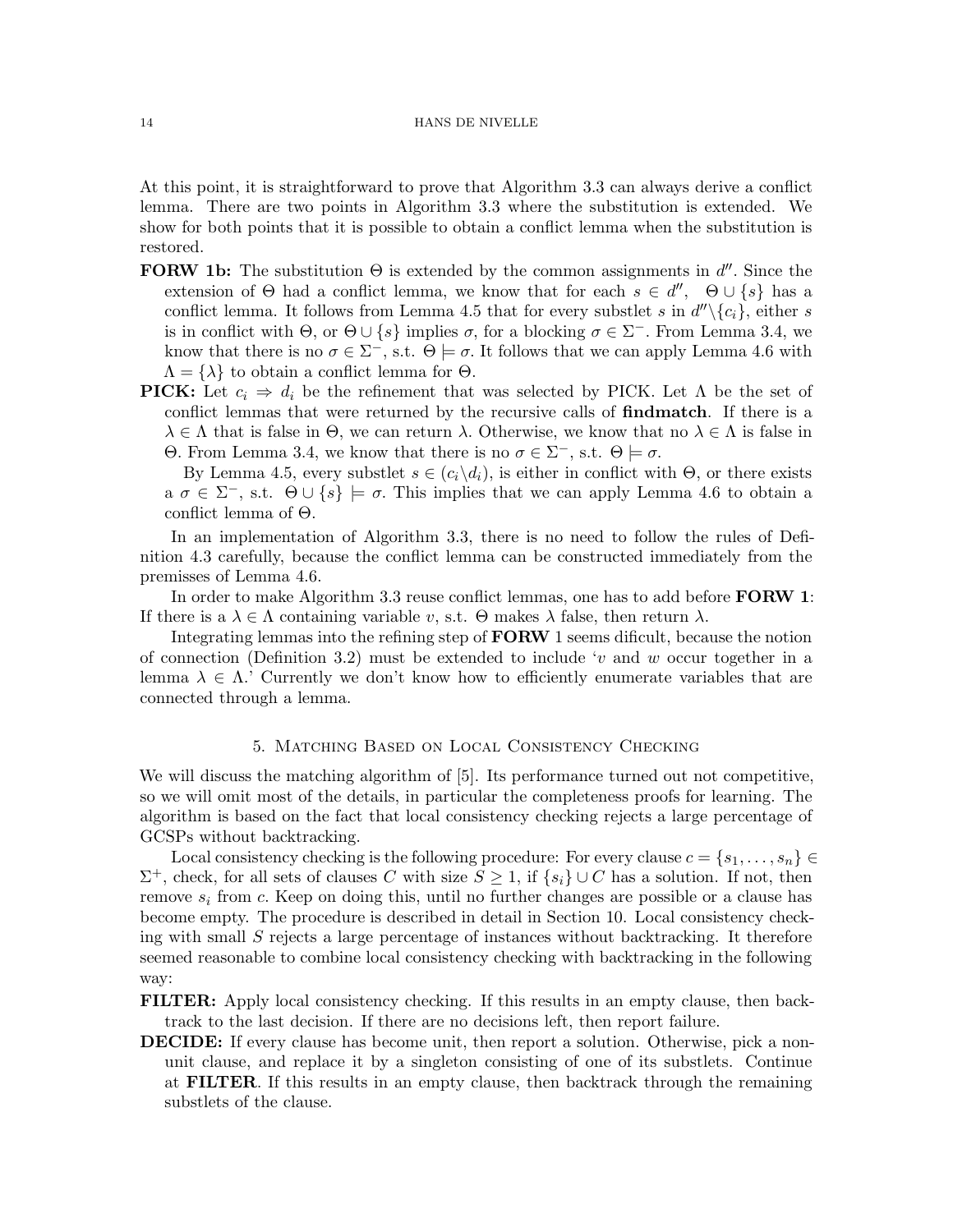At this point, it is straightforward to prove that Algorithm 3.3 can always derive a conflict lemma. There are two points in Algorithm 3.3 where the substitution is extended. We show for both points that it is possible to obtain a conflict lemma when the substitution is restored.

**FORW 1b:** The substitution $\Theta$ is extended by the common assignments in $d''$. Since the extension of $\Theta$ had a conflict lemma, we know that for each $s \in d''$, $\Theta \cup \{s\}$ has a conflict lemma. It follows from Lemma 4.5 that for every substlet $s$ in $d'' \backslash \{c_i\}$, either $s$ is in conflict with $\Theta$, or $\Theta \cup \{s\}$ implies $\sigma$, for a blocking $\sigma \in \Sigma^-$. From Lemma 3.4, we know that there is no $\sigma \in \Sigma^-$, s.t. $\Theta \models \sigma$. It follows that we can apply Lemma 4.6 with $\Lambda = \{\lambda\}$ to obtain a conflict lemma for $\Theta$.

**PICK:** Let $c_i \Rightarrow d_i$ be the refinement that was selected by PICK. Let $\Lambda$ be the set of conflict lemmas that were returned by the recursive calls of **findmatch**. If there is a $\lambda \in \Lambda$ that is false in $\Theta$, we can return $\lambda$. Otherwise, we know that no $\lambda \in \Lambda$ is false in $\Theta$. From Lemma 3.4, we know that there is no $\sigma \in \Sigma^-$, s.t. $\Theta \models \sigma$.

By Lemma 4.5, every substlet $s \in (c_i \backslash d_i)$, is either in conflict with $\Theta$, or there exists a $\sigma \in \Sigma^-$, s.t. $\Theta \cup \{s\} \models \sigma$. This implies that we can apply Lemma 4.6 to obtain a conflict lemma of $\Theta$.

In an implementation of Algorithm 3.3, there is no need to follow the rules of Definition 4.3 carefully, because the conflict lemma can be constructed immediately from the premisses of Lemma 4.6.

In order to make Algorithm 3.3 reuse conflict lemmas, one has to add before **FORW 1**: If there is a $\lambda \in \Lambda$ containing variable $v$, s.t. $\Theta$ makes $\lambda$ false, then return $\lambda$.

Integrating lemmas into the refining step of **FORW** 1 seems dificult, because the notion of connection (Definition 3.2) must be extended to include '$v$ and $w$ occur together in a lemma $\lambda \in \Lambda$.' Currently we don't know how to efficiently enumerate variables that are connected through a lemma.

## 5. Matching Based on Local Consistency Checking

We will discuss the matching algorithm of [5]. Its performance turned out not competitive, so we will omit most of the details, in particular the completeness proofs for learning. The algorithm is based on the fact that local consistency checking rejects a large percentage of GCSPs without backtracking.

Local consistency checking is the following procedure: For every clause $c = \{s_1, \ldots, s_n\} \in \Sigma^+$, check, for all sets of clauses $C$ with size $S \geq 1$, if $\{s_i\} \cup C$ has a solution. If not, then remove $s_i$ from $c$. Keep on doing this, until no further changes are possible or a clause has become empty. The procedure is described in detail in Section 10. Local consistency checking with small $S$ rejects a large percentage of instances without backtracking. It therefore seemed reasonable to combine local consistency checking with backtracking in the following way:

**FILTER:** Apply local consistency checking. If this results in an empty clause, then backtrack to the last decision. If there are no decisions left, then report failure.

**DECIDE:** If every clause has become unit, then report a solution. Otherwise, pick a non-unit clause, and replace it by a singleton consisting of one of its substlets. Continue at **FILTER**. If this results in an empty clause, then backtrack through the remaining substlets of the clause.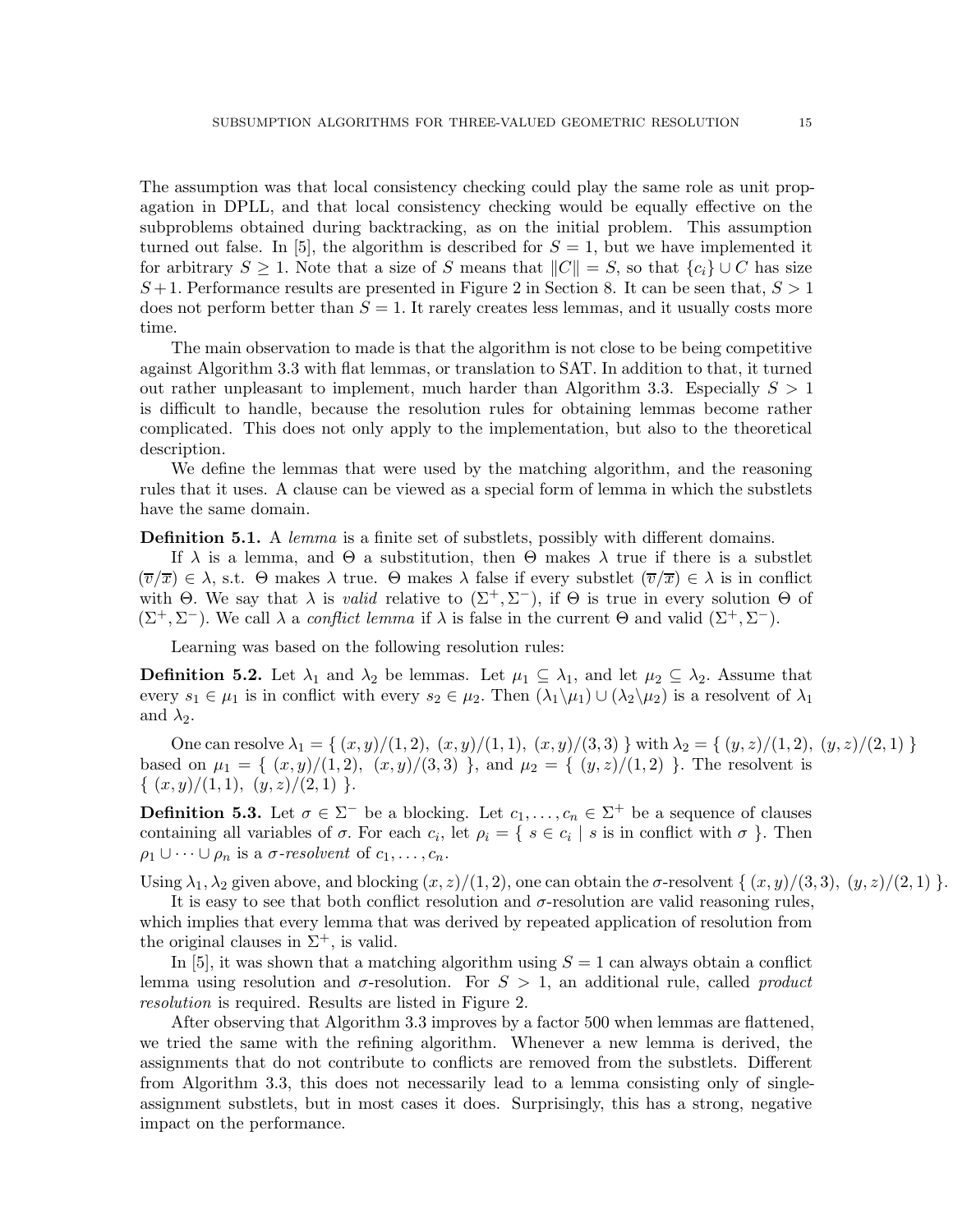The assumption was that local consistency checking could play the same role as unit propagation in DPLL, and that local consistency checking would be equally effective on the subproblems obtained during backtracking, as on the initial problem. This assumption turned out false. In [5], the algorithm is described for $S = 1$, but we have implemented it for arbitrary $S \geq 1$. Note that a size of $S$ means that $\| C \| = S$, so that $\{ c_i \} \cup C$ has size $S+1$. Performance results are presented in Figure 2 in Section 8. It can be seen that, $S > 1$ does not perform better than $S = 1$. It rarely creates less lemmas, and it usually costs more time.

The main observation to made is that the algorithm is not close to be being competitive against Algorithm 3.3 with flat lemmas, or translation to SAT. In addition to that, it turned out rather unpleasant to implement, much harder than Algorithm 3.3. Especially $S > 1$ is difficult to handle, because the resolution rules for obtaining lemmas become rather complicated. This does not only apply to the implementation, but also to the theoretical description.

We define the lemmas that were used by the matching algorithm, and the reasoning rules that it uses. A clause can be viewed as a special form of lemma in which the substlets have the same domain.

**Definition 5.1.** A *lemma* is a finite set of substlets, possibly with different domains.

If $\lambda$ is a lemma, and $\Theta$ a substitution, then $\Theta$ makes $\lambda$ true if there is a substlet $(\overline{v}/\overline{x}) \in \lambda$, s.t. $\Theta$ makes $\lambda$ true. $\Theta$ makes $\lambda$ false if every substlet $(\overline{v}/\overline{x}) \in \lambda$ is in conflict with $\Theta$. We say that $\lambda$ is *valid* relative to $(\Sigma^+, \Sigma^-)$, if $\Theta$ is true in every solution $\Theta$ of $(\Sigma^+, \Sigma^-)$. We call $\lambda$ a *conflict lemma* if $\lambda$ is false in the current $\Theta$ and valid $(\Sigma^+, \Sigma^-)$.

Learning was based on the following resolution rules:

**Definition 5.2.** Let $\lambda_1$ and $\lambda_2$ be lemmas. Let $\mu_1 \subseteq \lambda_1$, and let $\mu_2 \subseteq \lambda_2$. Assume that every $s_1 \in \mu_1$ is in conflict with every $s_2 \in \mu_2$. Then $(\lambda_1 \backslash \mu_1) \cup (\lambda_2 \backslash \mu_2)$ is a resolvent of $\lambda_1$ and $\lambda_2$.

One can resolve $\lambda_1 = \{ \ (x,y)/(1,2), \ (x,y)/(1,1), \ (x,y)/(3,3) \ \}$ with $\lambda_2 = \{ \ (y,z)/(1,2), \ (y,z)/(2,1) \ \}$ based on $\mu_1 = \{ \ (x,y)/(1,2), \ (x,y)/(3,3) \ \}$, and $\mu_2 = \{ \ (y,z)/(1,2) \ \}$. The resolvent is $\{ \ (x,y)/(1,1), \ (y,z)/(2,1) \ \}$.

**Definition 5.3.** Let $\sigma \in \Sigma^-$ be a blocking. Let $c_1, \ldots, c_n \in \Sigma^+$ be a sequence of clauses containing all variables of $\sigma$. For each $c_i$, let $\rho_i = \{ \ s \in c_i \mid s \text{ is in conflict with } \sigma \ \}$. Then $\rho_1 \cup \cdots \cup \rho_n$ is a $\sigma$*-resolvent* of $c_1, \ldots, c_n$.

Using $\lambda_1, \lambda_2$ given above, and blocking $(x,z)/(1,2)$, one can obtain the $\sigma$-resolvent $\{ \ (x,y)/(3,3), \ (y,z)/(2,1) \ \}$.

It is easy to see that both conflict resolution and $\sigma$-resolution are valid reasoning rules, which implies that every lemma that was derived by repeated application of resolution from the original clauses in $\Sigma^+$, is valid.

In [5], it was shown that a matching algorithm using $S = 1$ can always obtain a conflict lemma using resolution and $\sigma$-resolution. For $S > 1$, an additional rule, called *product resolution* is required. Results are listed in Figure 2.

After observing that Algorithm 3.3 improves by a factor 500 when lemmas are flattened, we tried the same with the refining algorithm. Whenever a new lemma is derived, the assignments that do not contribute to conflicts are removed from the substlets. Different from Algorithm 3.3, this does not necessarily lead to a lemma consisting only of single-assignment substlets, but in most cases it does. Surprisingly, this has a strong, negative impact on the performance.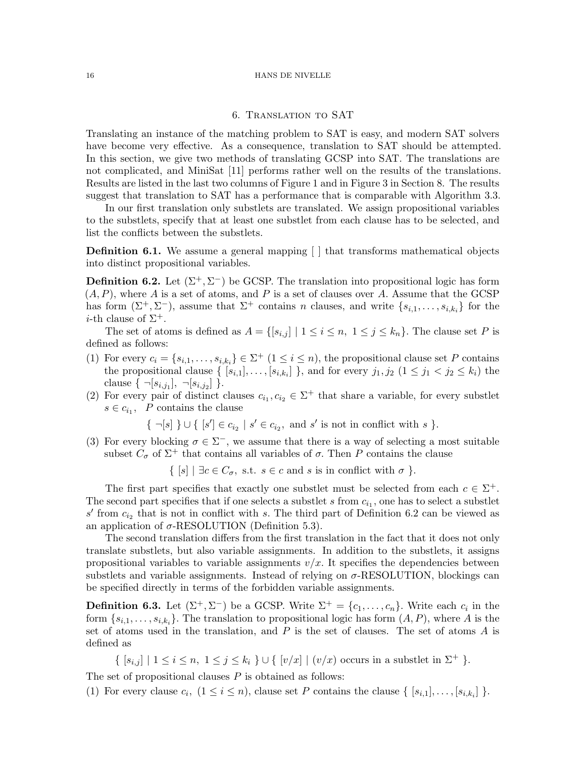## 6. Translation to SAT

Translating an instance of the matching problem to SAT is easy, and modern SAT solvers have become very effective. As a consequence, translation to SAT should be attempted. In this section, we give two methods of translating GCSP into SAT. The translations are not complicated, and MiniSat [11] performs rather well on the results of the translations. Results are listed in the last two columns of Figure 1 and in Figure 3 in Section 8. The results suggest that translation to SAT has a performance that is comparable with Algorithm 3.3.

In our first translation only substlets are translated. We assign propositional variables to the substlets, specify that at least one substlet from each clause has to be selected, and list the conflicts between the substlets.

**Definition 6.1.** We assume a general mapping [ ] that transforms mathematical objects into distinct propositional variables.

**Definition 6.2.** Let $(\Sigma^+, \Sigma^-)$ be GCSP. The translation into propositional logic has form $(A, P)$, where $A$ is a set of atoms, and $P$ is a set of clauses over $A$. Assume that the GCSP has form $(\Sigma^+, \Sigma^-)$, assume that $\Sigma^+$ contains $n$ clauses, and write $\{s_{i,1}, \ldots, s_{i,k_i}\}$ for the $i$-th clause of $\Sigma^+$.

The set of atoms is defined as $A = \{[s_{i,j}] \mid 1 \leq i \leq n,\ 1 \leq j \leq k_n\}$. The clause set $P$ is defined as follows:

1. For every $c_i = \{s_{i,1}, \ldots, s_{i,k_i}\} \in \Sigma^+$ $(1 \leq i \leq n)$, the propositional clause set $P$ contains the propositional clause $\{\ [s_{i,1}], \ldots, [s_{i,k_i}]\ \}$, and for every $j_1, j_2$ $(1 \leq j_1 < j_2 \leq k_i)$ the clause $\{\ \neg[s_{i,j_1}],\ \neg[s_{i,j_2}]\ \}$.
2. For every pair of distinct clauses $c_{i_1}, c_{i_2} \in \Sigma^+$ that share a variable, for every substlet $s \in c_{i_1}$, $P$ contains the clause
$$\{\ \neg[s]\ \} \cup \{\ [s'] \in c_{i_2} \mid s' \in c_{i_2}, \text{ and } s' \text{ is not in conflict with } s\ \}.$$
3. For every blocking $\sigma \in \Sigma^-$, we assume that there is a way of selecting a most suitable subset $C_\sigma$ of $\Sigma^+$ that contains all variables of $\sigma$. Then $P$ contains the clause
$$\{\ [s] \mid \exists c \in C_\sigma, \text{ s.t. } s \in c \text{ and } s \text{ is in conflict with } \sigma\ \}.$$

The first part specifies that exactly one substlet must be selected from each $c \in \Sigma^+$. The second part specifies that if one selects a substlet $s$ from $c_{i_1}$, one has to select a substlet $s'$ from $c_{i_2}$ that is not in conflict with $s$. The third part of Definition 6.2 can be viewed as an application of $\sigma$-RESOLUTION (Definition 5.3).

The second translation differs from the first translation in the fact that it does not only translate substlets, but also variable assignments. In addition to the substlets, it assigns propositional variables to variable assignments $v/x$. It specifies the dependencies between substlets and variable assignments. Instead of relying on $\sigma$-RESOLUTION, blockings can be specified directly in terms of the forbidden variable assignments.

**Definition 6.3.** Let $(\Sigma^+, \Sigma^-)$ be a GCSP. Write $\Sigma^+ = \{c_1, \ldots, c_n\}$. Write each $c_i$ in the form $\{s_{i,1}, \ldots, s_{i,k_i}\}$. The translation to propositional logic has form $(A, P)$, where $A$ is the set of atoms used in the translation, and $P$ is the set of clauses. The set of atoms $A$ is defined as

$$\{\ [s_{i,j}] \mid 1 \leq i \leq n,\ 1 \leq j \leq k_i\ \} \cup \{\ [v/x] \mid (v/x) \text{ occurs in a substlet in } \Sigma^+\ \}.$$

The set of propositional clauses $P$ is obtained as follows:

1. For every clause $c_i$, $(1 \leq i \leq n)$, clause set $P$ contains the clause $\{\ [s_{i,1}], \ldots, [s_{i,k_i}]\ \}$.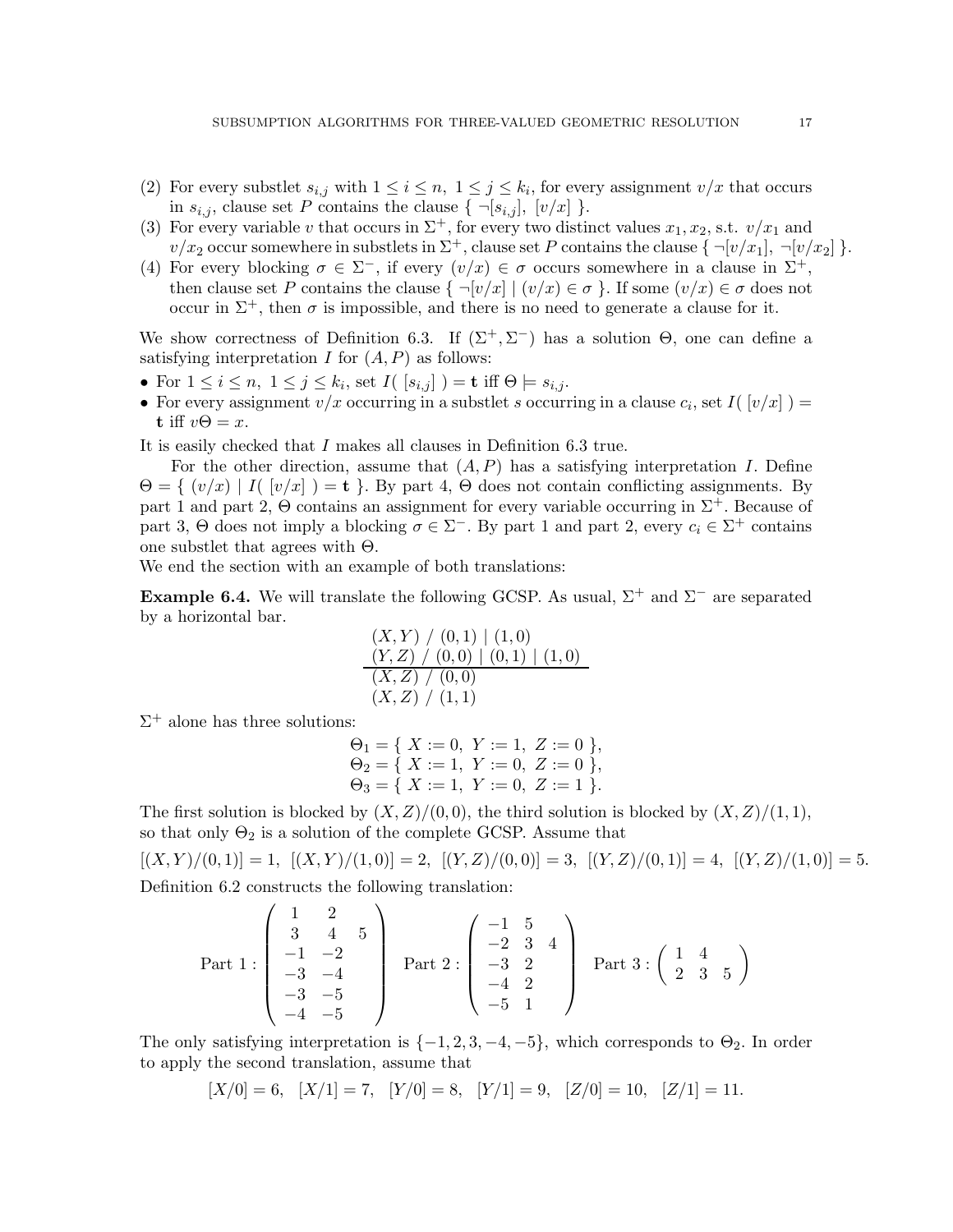(2) For every substlet $s_{i,j}$ with $1 \leq i \leq n,\ 1 \leq j \leq k_i$, for every assignment $v/x$ that occurs in $s_{i,j}$, clause set $P$ contains the clause $\{\ \neg[s_{i,j}],\ [v/x]\ \}$.

(3) For every variable $v$ that occurs in $\Sigma^+$, for every two distinct values $x_1, x_2$, s.t. $v/x_1$ and $v/x_2$ occur somewhere in substlets in $\Sigma^+$, clause set $P$ contains the clause $\{\ \neg[v/x_1],\ \neg[v/x_2]\ \}$.

(4) For every blocking $\sigma \in \Sigma^-$, if every $(v/x) \in \sigma$ occurs somewhere in a clause in $\Sigma^+$, then clause set $P$ contains the clause $\{\ \neg[v/x] \mid (v/x) \in \sigma\ \}$. If some $(v/x) \in \sigma$ does not occur in $\Sigma^+$, then $\sigma$ is impossible, and there is no need to generate a clause for it.

We show correctness of Definition 6.3. If $(\Sigma^+, \Sigma^-)$ has a solution $\Theta$, one can define a satisfying interpretation $I$ for $(A, P)$ as follows:

- For $1 \leq i \leq n,\ 1 \leq j \leq k_i$, set $I(\ [s_{i,j}]\ ) = \mathbf{t}$ iff $\Theta \models s_{i,j}$.
- For every assignment $v/x$ occurring in a substlet $s$ occurring in a clause $c_i$, set $I(\ [v/x]\ ) = \mathbf{t}$ iff $v\Theta = x$.

It is easily checked that $I$ makes all clauses in Definition 6.3 true.

For the other direction, assume that $(A, P)$ has a satisfying interpretation $I$. Define $\Theta = \{\ (v/x) \mid I(\ [v/x]\ ) = \mathbf{t}\ \}$. By part 4, $\Theta$ does not contain conflicting assignments. By part 1 and part 2, $\Theta$ contains an assignment for every variable occurring in $\Sigma^+$. Because of part 3, $\Theta$ does not imply a blocking $\sigma \in \Sigma^-$. By part 1 and part 2, every $c_i \in \Sigma^+$ contains one substlet that agrees with $\Theta$.

We end the section with an example of both translations:

**Example 6.4.** We will translate the following GCSP. As usual, $\Sigma^+$ and $\Sigma^-$ are separated by a horizontal bar.

$$\begin{array}{l}
(X,Y)\ /\ (0,1) \mid (1,0) \\
(Y,Z)\ /\ (0,0) \mid (0,1) \mid (1,0) \\
\hline
(X,Z)\ /\ (0,0) \\
(X,Z)\ /\ (1,1)
\end{array}$$

$\Sigma^+$ alone has three solutions:

$$\begin{aligned}
\Theta_1 &= \{\ X := 0,\ Y := 1,\ Z := 0\ \}, \\
\Theta_2 &= \{\ X := 1,\ Y := 0,\ Z := 0\ \}, \\
\Theta_3 &= \{\ X := 1,\ Y := 0,\ Z := 1\ \}.
\end{aligned}$$

The first solution is blocked by $(X,Z)/(0,0)$, the third solution is blocked by $(X,Z)/(1,1)$, so that only $\Theta_2$ is a solution of the complete GCSP. Assume that

$[(X,Y)/(0,1)] = 1,\ \ [(X,Y)/(1,0)] = 2,\ \ [(Y,Z)/(0,0)] = 3,\ \ [(Y,Z)/(0,1)] = 4,\ \ [(Y,Z)/(1,0)] = 5.$

Definition 6.2 constructs the following translation:

$$\text{Part 1}: \left(\begin{array}{lll}
1 & 2 & \\
3 & 4 & 5 \\
-1 & -2 & \\
-3 & -4 & \\
-3 & -5 & \\
-4 & -5 &
\end{array}\right)
\quad
\text{Part 2}: \left(\begin{array}{lll}
-1 & 5 & \\
-2 & 3 & 4 \\
-3 & 2 & \\
-4 & 2 & \\
-5 & 1 &
\end{array}\right)
\quad
\text{Part 3}: \left(\begin{array}{lll}
1 & 4 & \\
2 & 3 & 5
\end{array}\right)$$

The only satisfying interpretation is $\{-1, 2, 3, -4, -5\}$, which corresponds to $\Theta_2$. In order to apply the second translation, assume that

$$[X/0] = 6,\ \ [X/1] = 7,\ \ [Y/0] = 8,\ \ [Y/1] = 9,\ \ [Z/0] = 10,\ \ [Z/1] = 11.$$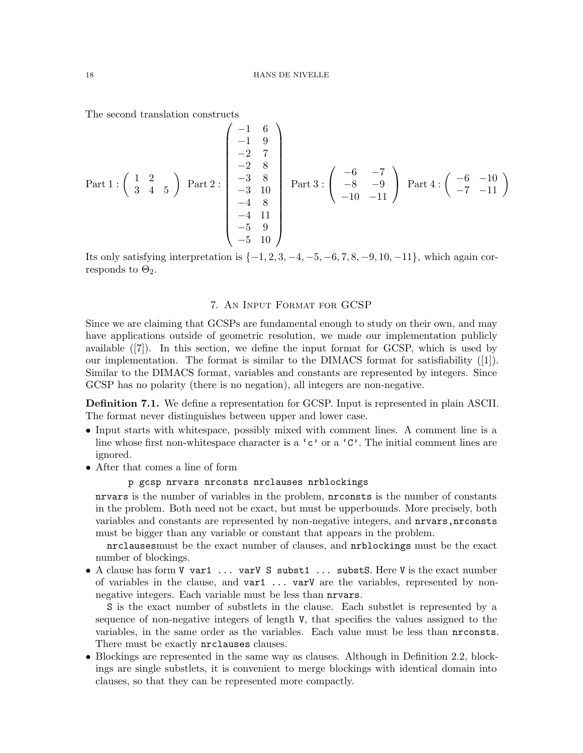The second translation constructs

$$\text{Part 1} : \begin{pmatrix} 1 & 2 & \\ 3 & 4 & 5 \end{pmatrix} \quad \text{Part 2} : \begin{pmatrix} -1 & 6 \\ -1 & 9 \\ -2 & 7 \\ -2 & 8 \\ -3 & 8 \\ -3 & 10 \\ -4 & 8 \\ -4 & 11 \\ -5 & 9 \\ -5 & 10 \end{pmatrix} \quad \text{Part 3} : \begin{pmatrix} -6 & -7 \\ -8 & -9 \\ -10 & -11 \end{pmatrix} \quad \text{Part 4} : \begin{pmatrix} -6 & -10 \\ -7 & -11 \end{pmatrix}$$

Its only satisfying interpretation is $\{-1, 2, 3, -4, -5, -6, 7, 8, -9, 10, -11\}$, which again corresponds to $\Theta_2$.

## 7. An Input Format for GCSP

Since we are claiming that GCSPs are fundamental enough to study on their own, and may have applications outside of geometric resolution, we made our implementation publicly available ([7]). In this section, we define the input format for GCSP, which is used by our implementation. The format is similar to the DIMACS format for satisfiability ([1]). Similar to the DIMACS format, variables and constants are represented by integers. Since GCSP has no polarity (there is no negation), all integers are non-negative.

**Definition 7.1.** We define a representation for GCSP. Input is represented in plain ASCII. The format never distinguishes between upper and lower case.

- Input starts with whitespace, possibly mixed with comment lines. A comment line is a line whose first non-whitespace character is a 'c' or a 'C'. The initial comment lines are ignored.
- After that comes a line of form

  ```
  p gcsp nrvars nrconsts nrclauses nrblockings
  ```

  `nrvars` is the number of variables in the problem, `nrconsts` is the number of constants in the problem. Both need not be exact, but must be upperbounds. More precisely, both variables and constants are represented by non-negative integers, and `nrvars`,`nrconsts` must be bigger than any variable or constant that appears in the problem.

  `nrclauses`must be the exact number of clauses, and `nrblockings` must be the exact number of blockings.
- A clause has form `V var1 ... varV S subst1 ... substS`. Here `V` is the exact number of variables in the clause, and `var1 ... varV` are the variables, represented by non-negative integers. Each variable must be less than `nrvars`.

  `S` is the exact number of substlets in the clause. Each substlet is represented by a sequence of non-negative integers of length `V`, that specifies the values assigned to the variables, in the same order as the variables. Each value must be less than `nrconsts`. There must be exactly `nrclauses` clauses.
- Blockings are represented in the same way as clauses. Although in Definition 2.2, blockings are single substlets, it is convenient to merge blockings with identical domain into clauses, so that they can be represented more compactly.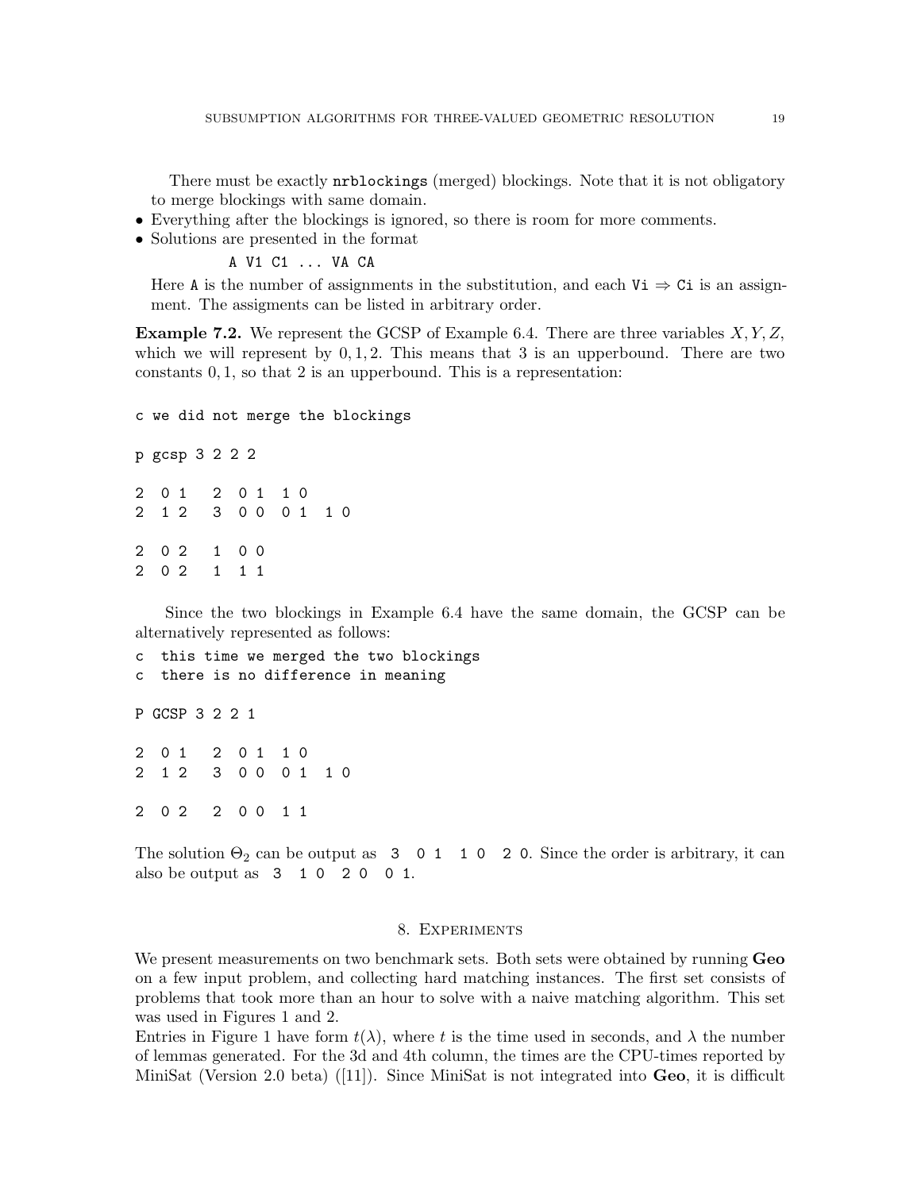There must be exactly `nrblockings` (merged) blockings. Note that it is not obligatory to merge blockings with same domain.

- Everything after the blockings is ignored, so there is room for more comments.
- Solutions are presented in the format

  `A V1 C1 ... VA CA`

  Here `A` is the number of assignments in the substitution, and each `Vi` $\Rightarrow$ `Ci` is an assignment. The assigments can be listed in arbitrary order.

**Example 7.2.** We represent the GCSP of Example 6.4. There are three variables $X, Y, Z$, which we will represent by $0, 1, 2$. This means that 3 is an upperbound. There are two constants $0, 1$, so that 2 is an upperbound. This is a representation:

```
c we did not merge the blockings

p gcsp 3 2 2 2

2  0 1   2  0 1  1 0
2  1 2   3  0 0  0 1  1 0

2  0 2   1  0 0
2  0 2   1  1 1
```

Since the two blockings in Example 6.4 have the same domain, the GCSP can be alternatively represented as follows:

```
c  this time we merged the two blockings
c  there is no difference in meaning

P GCSP 3 2 2 1

2  0 1   2  0 1  1 0
2  1 2   3  0 0  0 1  1 0

2  0 2   2  0 0  1 1
```

The solution $\Theta_2$ can be output as `3  0 1  1 0  2 0`. Since the order is arbitrary, it can also be output as `3  1 0  2 0  0 1`.

## 8. Experiments

We present measurements on two benchmark sets. Both sets were obtained by running **Geo** on a few input problem, and collecting hard matching instances. The first set consists of problems that took more than an hour to solve with a naive matching algorithm. This set was used in Figures 1 and 2.

Entries in Figure 1 have form $t(\lambda)$, where $t$ is the time used in seconds, and $\lambda$ the number of lemmas generated. For the 3d and 4th column, the times are the CPU-times reported by MiniSat (Version 2.0 beta) ([11]). Since MiniSat is not integrated into **Geo**, it is difficult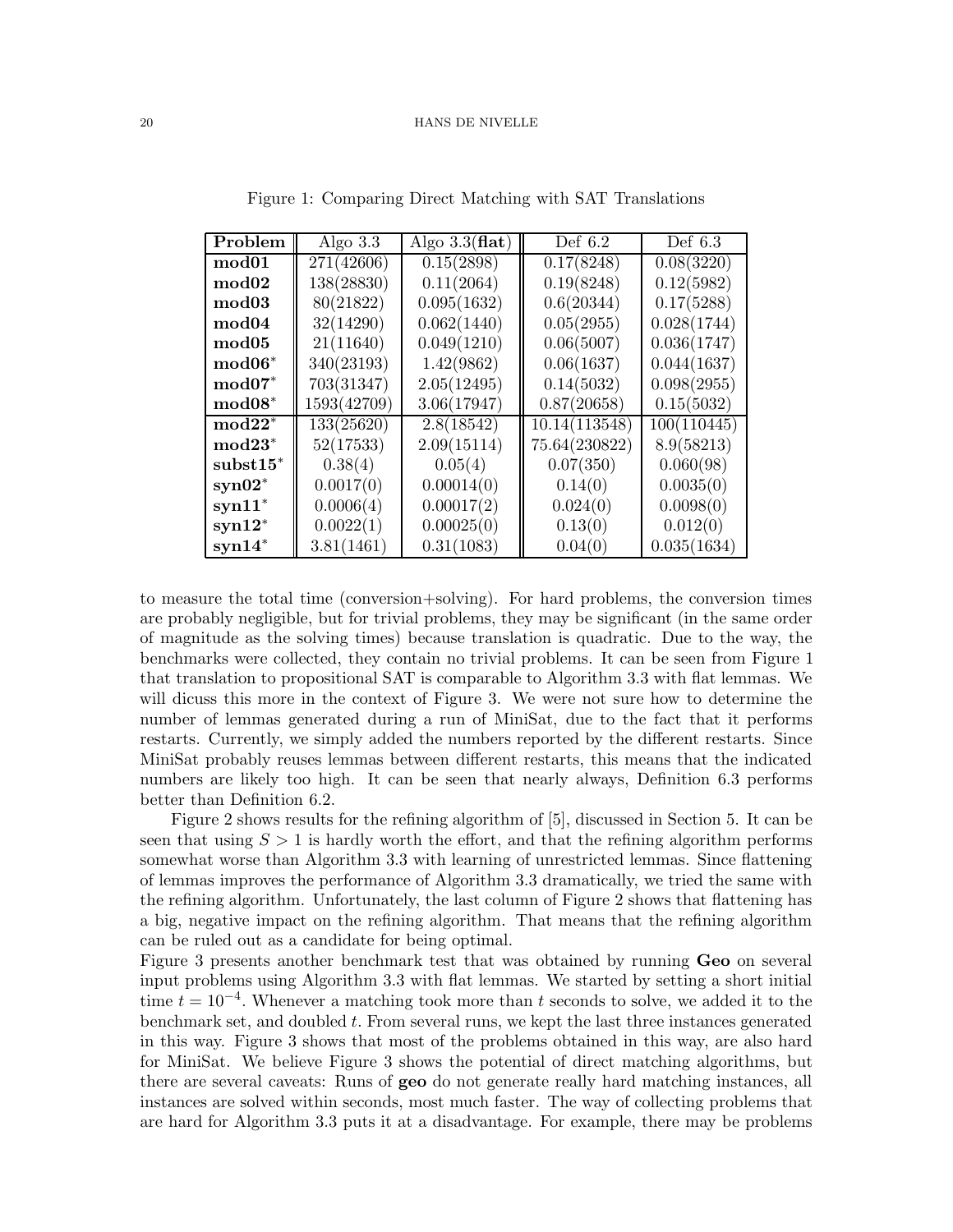Figure 1: Comparing Direct Matching with SAT Translations

| **Problem** | Algo 3.3 | Algo 3.3(**flat**) | Def 6.2 | Def 6.3 |
|---|---|---|---|---|
| **mod01** | 271(42606) | 0.15(2898) | 0.17(8248) | 0.08(3220) |
| **mod02** | 138(28830) | 0.11(2064) | 0.19(8248) | 0.12(5982) |
| **mod03** | 80(21822) | 0.095(1632) | 0.6(20344) | 0.17(5288) |
| **mod04** | 32(14290) | 0.062(1440) | 0.05(2955) | 0.028(1744) |
| **mod05** | 21(11640) | 0.049(1210) | 0.06(5007) | 0.036(1747) |
| **mod06*** | 340(23193) | 1.42(9862) | 0.06(1637) | 0.044(1637) |
| **mod07*** | 703(31347) | 2.05(12495) | 0.14(5032) | 0.098(2955) |
| **mod08*** | 1593(42709) | 3.06(17947) | 0.87(20658) | 0.15(5032) |
| **mod22*** | 133(25620) | 2.8(18542) | 10.14(113548) | 100(110445) |
| **mod23*** | 52(17533) | 2.09(15114) | 75.64(230822) | 8.9(58213) |
| **subst15*** | 0.38(4) | 0.05(4) | 0.07(350) | 0.060(98) |
| **syn02*** | 0.0017(0) | 0.00014(0) | 0.14(0) | 0.0035(0) |
| **syn11*** | 0.0006(4) | 0.00017(2) | 0.024(0) | 0.0098(0) |
| **syn12*** | 0.0022(1) | 0.00025(0) | 0.13(0) | 0.012(0) |
| **syn14*** | 3.81(1461) | 0.31(1083) | 0.04(0) | 0.035(1634) |

to measure the total time (conversion+solving). For hard problems, the conversion times are probably negligible, but for trivial problems, they may be significant (in the same order of magnitude as the solving times) because translation is quadratic. Due to the way, the benchmarks were collected, they contain no trivial problems. It can be seen from Figure 1 that translation to propositional SAT is comparable to Algorithm 3.3 with flat lemmas. We will dicuss this more in the context of Figure 3. We were not sure how to determine the number of lemmas generated during a run of MiniSat, due to the fact that it performs restarts. Currently, we simply added the numbers reported by the different restarts. Since MiniSat probably reuses lemmas between different restarts, this means that the indicated numbers are likely too high. It can be seen that nearly always, Definition 6.3 performs better than Definition 6.2.

Figure 2 shows results for the refining algorithm of [5], discussed in Section 5. It can be seen that using $S > 1$ is hardly worth the effort, and that the refining algorithm performs somewhat worse than Algorithm 3.3 with learning of unrestricted lemmas. Since flattening of lemmas improves the performance of Algorithm 3.3 dramatically, we tried the same with the refining algorithm. Unfortunately, the last column of Figure 2 shows that flattening has a big, negative impact on the refining algorithm. That means that the refining algorithm can be ruled out as a candidate for being optimal.

Figure 3 presents another benchmark test that was obtained by running **Geo** on several input problems using Algorithm 3.3 with flat lemmas. We started by setting a short initial time $t = 10^{-4}$. Whenever a matching took more than $t$ seconds to solve, we added it to the benchmark set, and doubled $t$. From several runs, we kept the last three instances generated in this way. Figure 3 shows that most of the problems obtained in this way, are also hard for MiniSat. We believe Figure 3 shows the potential of direct matching algorithms, but there are several caveats: Runs of **geo** do not generate really hard matching instances, all instances are solved within seconds, most much faster. The way of collecting problems that are hard for Algorithm 3.3 puts it at a disadvantage. For example, there may be problems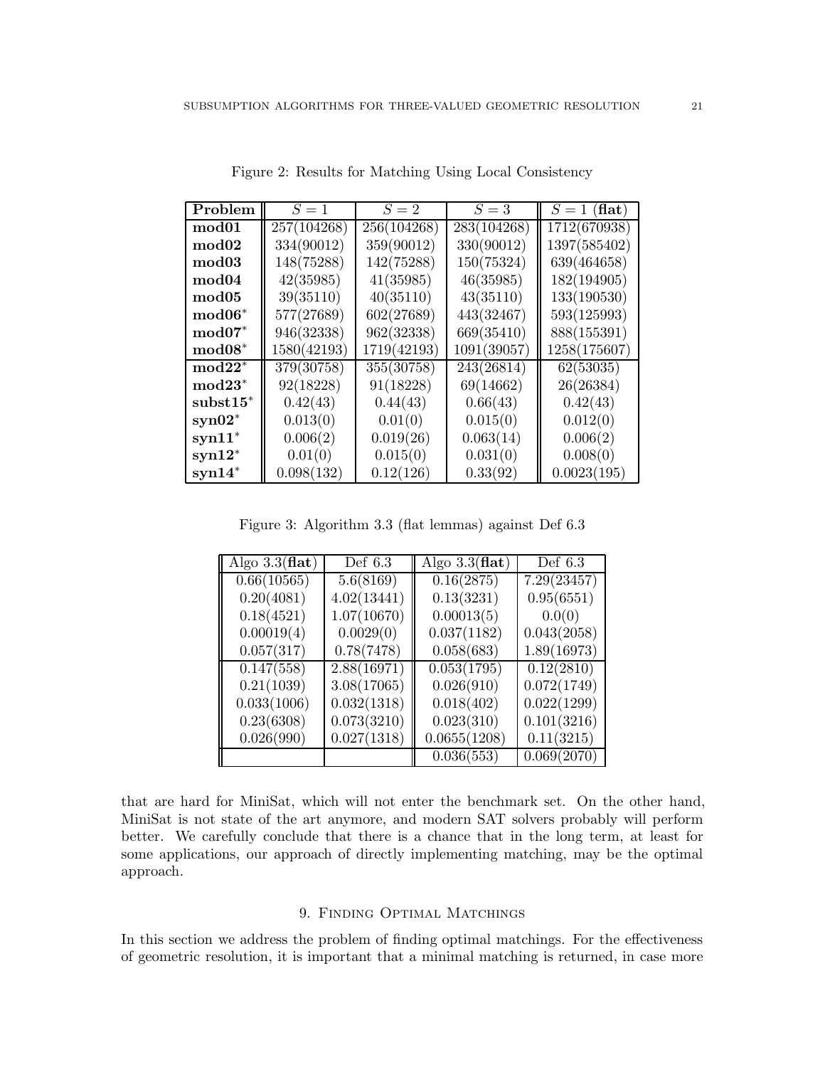Figure 2: Results for Matching Using Local Consistency

| **Problem** | $S = 1$ | $S = 2$ | $S = 3$ | $S = 1$ (**flat**) |
|---|---|---|---|---|
| **mod01** | 257(104268) | 256(104268) | 283(104268) | 1712(670938) |
| **mod02** | 334(90012) | 359(90012) | 330(90012) | 1397(585402) |
| **mod03** | 148(75288) | 142(75288) | 150(75324) | 639(464658) |
| **mod04** | 42(35985) | 41(35985) | 46(35985) | 182(194905) |
| **mod05** | 39(35110) | 40(35110) | 43(35110) | 133(190530) |
| **mod06*** | 577(27689) | 602(27689) | 443(32467) | 593(125993) |
| **mod07*** | 946(32338) | 962(32338) | 669(35410) | 888(155391) |
| **mod08*** | 1580(42193) | 1719(42193) | 1091(39057) | 1258(175607) |
| **mod22*** | 379(30758) | 355(30758) | 243(26814) | 62(53035) |
| **mod23*** | 92(18228) | 91(18228) | 69(14662) | 26(26384) |
| **subst15*** | 0.42(43) | 0.44(43) | 0.66(43) | 0.42(43) |
| **syn02*** | 0.013(0) | 0.01(0) | 0.015(0) | 0.012(0) |
| **syn11*** | 0.006(2) | 0.019(26) | 0.063(14) | 0.006(2) |
| **syn12*** | 0.01(0) | 0.015(0) | 0.031(0) | 0.008(0) |
| **syn14*** | 0.098(132) | 0.12(126) | 0.33(92) | 0.0023(195) |

Figure 3: Algorithm 3.3 (flat lemmas) against Def 6.3

| Algo 3.3(**flat**) | Def 6.3 | Algo 3.3(**flat**) | Def 6.3 |
|---|---|---|---|
| 0.66(10565) | 5.6(8169) | 0.16(2875) | 7.29(23457) |
| 0.20(4081) | 4.02(13441) | 0.13(3231) | 0.95(6551) |
| 0.18(4521) | 1.07(10670) | 0.00013(5) | 0.0(0) |
| 0.00019(4) | 0.0029(0) | 0.037(1182) | 0.043(2058) |
| 0.057(317) | 0.78(7478) | 0.058(683) | 1.89(16973) |
| 0.147(558) | 2.88(16971) | 0.053(1795) | 0.12(2810) |
| 0.21(1039) | 3.08(17065) | 0.026(910) | 0.072(1749) |
| 0.033(1006) | 0.032(1318) | 0.018(402) | 0.022(1299) |
| 0.23(6308) | 0.073(3210) | 0.023(310) | 0.101(3216) |
| 0.026(990) | 0.027(1318) | 0.0655(1208) | 0.11(3215) |
| | | 0.036(553) | 0.069(2070) |

that are hard for MiniSat, which will not enter the benchmark set. On the other hand, MiniSat is not state of the art anymore, and modern SAT solvers probably will perform better. We carefully conclude that there is a chance that in the long term, at least for some applications, our approach of directly implementing matching, may be the optimal approach.

## 9. Finding Optimal Matchings

In this section we address the problem of finding optimal matchings. For the effectiveness of geometric resolution, it is important that a minimal matching is returned, in case more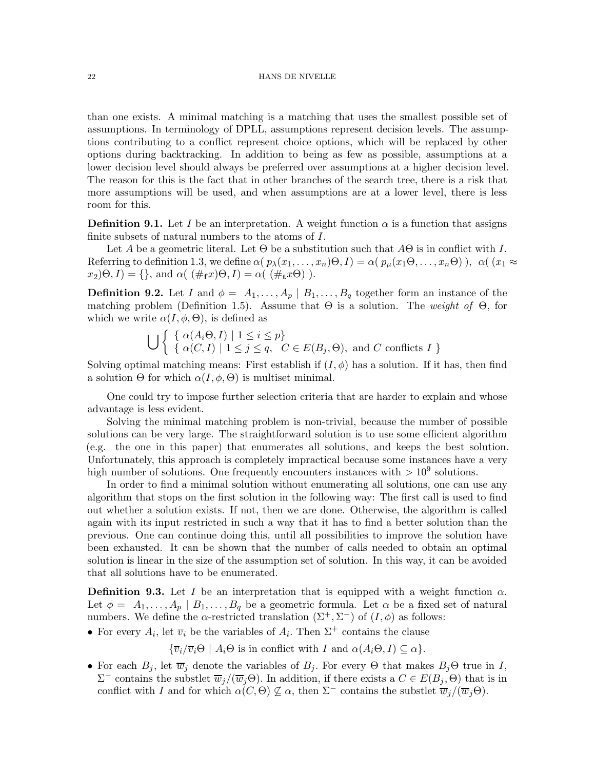than one exists. A minimal matching is a matching that uses the smallest possible set of assumptions. In terminology of DPLL, assumptions represent decision levels. The assumptions contributing to a conflict represent choice options, which will be replaced by other options during backtracking. In addition to being as few as possible, assumptions at a lower decision level should always be preferred over assumptions at a higher decision level. The reason for this is the fact that in other branches of the search tree, there is a risk that more assumptions will be used, and when assumptions are at a lower level, there is less room for this.

**Definition 9.1.** Let $I$ be an interpretation. A weight function $\alpha$ is a function that assigns finite subsets of natural numbers to the atoms of $I$.

Let $A$ be a geometric literal. Let $\Theta$ be a substitution such that $A\Theta$ is in conflict with $I$. Referring to definition 1.3, we define $\alpha(\, p_\lambda(x_1, \ldots, x_n)\Theta, I) = \alpha(\, p_\mu(x_1\Theta, \ldots, x_n\Theta)\,)$, $\alpha(\,(x_1 \approx x_2)\Theta, I) = \{\}$, and $\alpha(\,(\#_{\mathbf{f}}x)\Theta, I) = \alpha(\,(\#_{\mathbf{t}}x\Theta)\,)$.

**Definition 9.2.** Let $I$ and $\phi = \; A_1, \ldots, A_p \mid B_1, \ldots, B_q$ together form an instance of the matching problem (Definition 1.5). Assume that $\Theta$ is a solution. The *weight of* $\Theta$, for which we write $\alpha(I, \phi, \Theta)$, is defined as

$$\bigcup \left\{ \begin{array}{l} \{\ \alpha(A_i\Theta, I) \mid 1 \leq i \leq p\} \\ \{\ \alpha(C, I) \mid 1 \leq j \leq q, \;\; C \in E(B_j, \Theta), \text{ and } C \text{ conflicts } I\ \} \end{array} \right.$$

Solving optimal matching means: First establish if $(I, \phi)$ has a solution. If it has, then find a solution $\Theta$ for which $\alpha(I, \phi, \Theta)$ is multiset minimal.

One could try to impose further selection criteria that are harder to explain and whose advantage is less evident.

Solving the minimal matching problem is non-trivial, because the number of possible solutions can be very large. The straightforward solution is to use some efficient algorithm (e.g. the one in this paper) that enumerates all solutions, and keeps the best solution. Unfortunately, this approach is completely impractical because some instances have a very high number of solutions. One frequently encounters instances with $> 10^9$ solutions.

In order to find a minimal solution without enumerating all solutions, one can use any algorithm that stops on the first solution in the following way: The first call is used to find out whether a solution exists. If not, then we are done. Otherwise, the algorithm is called again with its input restricted in such a way that it has to find a better solution than the previous. One can continue doing this, until all possibilities to improve the solution have been exhausted. It can be shown that the number of calls needed to obtain an optimal solution is linear in the size of the assumption set of solution. In this way, it can be avoided that all solutions have to be enumerated.

**Definition 9.3.** Let $I$ be an interpretation that is equipped with a weight function $\alpha$. Let $\phi = \; A_1, \ldots, A_p \mid B_1, \ldots, B_q$ be a geometric formula. Let $\alpha$ be a fixed set of natural numbers. We define the $\alpha$-restricted translation $(\Sigma^+, \Sigma^-)$ of $(I, \phi)$ as follows:

- For every $A_i$, let $\overline{v}_i$ be the variables of $A_i$. Then $\Sigma^+$ contains the clause
$$\{\overline{v}_i/\overline{v}_i\Theta \mid A_i\Theta \text{ is in conflict with } I \text{ and } \alpha(A_i\Theta, I) \subseteq \alpha\}.$$
- For each $B_j$, let $\overline{w}_j$ denote the variables of $B_j$. For every $\Theta$ that makes $B_j\Theta$ true in $I$, $\Sigma^-$ contains the substlet $\overline{w}_j/(\overline{w}_j\Theta)$. In addition, if there exists a $C \in E(B_j, \Theta)$ that is in conflict with $I$ and for which $\alpha(C, \Theta) \not\subseteq \alpha$, then $\Sigma^-$ contains the substlet $\overline{w}_j/(\overline{w}_j\Theta)$.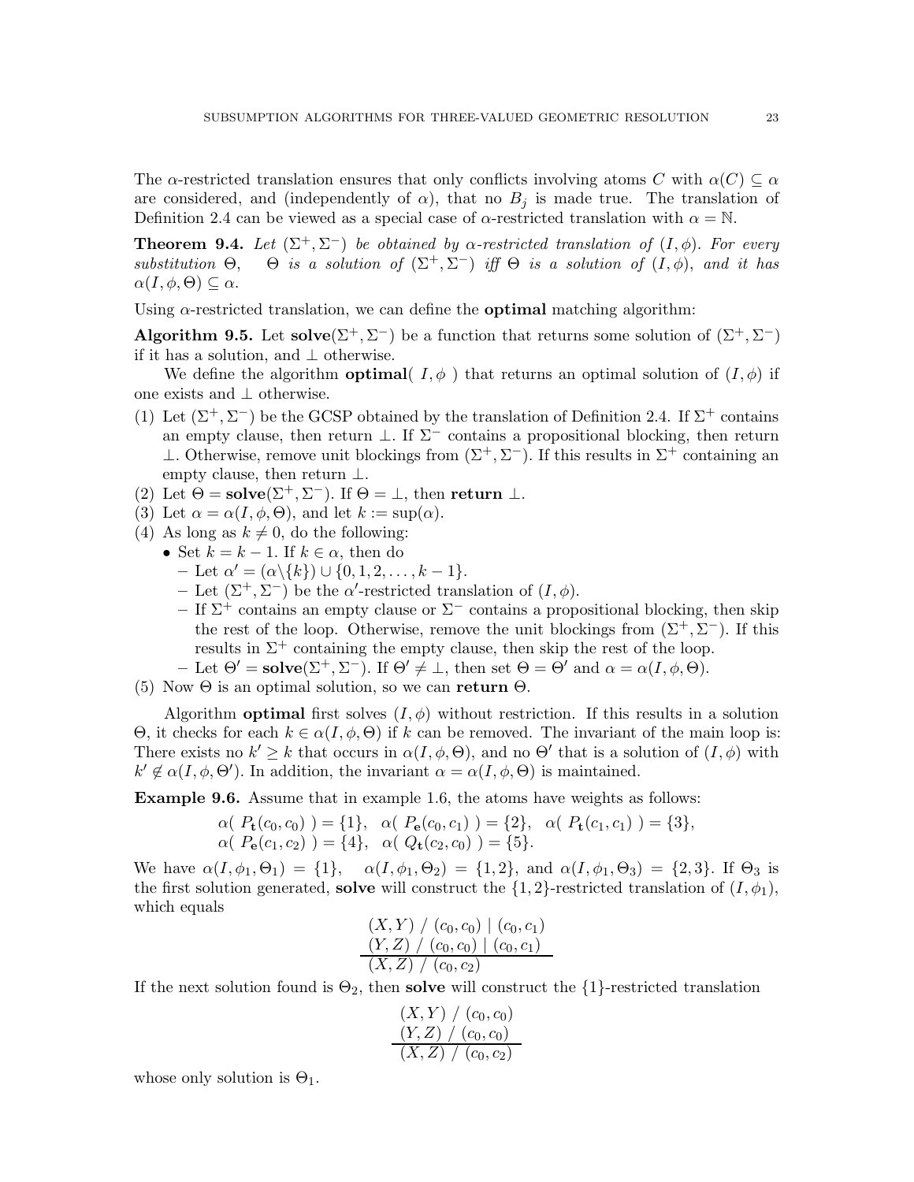The $\alpha$-restricted translation ensures that only conflicts involving atoms $C$ with $\alpha(C) \subseteq \alpha$ are considered, and (independently of $\alpha$), that no $B_j$ is made true. The translation of Definition 2.4 can be viewed as a special case of $\alpha$-restricted translation with $\alpha = \mathbb{N}$.

**Theorem 9.4.** *Let $(\Sigma^+, \Sigma^-)$ be obtained by $\alpha$-restricted translation of $(I, \phi)$. For every substitution $\Theta$, $\Theta$ is a solution of $(\Sigma^+, \Sigma^-)$ iff $\Theta$ is a solution of $(I, \phi)$, and it has $\alpha(I, \phi, \Theta) \subseteq \alpha$.*

Using $\alpha$-restricted translation, we can define the **optimal** matching algorithm:

**Algorithm 9.5.** Let $\mathbf{solve}(\Sigma^+, \Sigma^-)$ be a function that returns some solution of $(\Sigma^+, \Sigma^-)$ if it has a solution, and $\perp$ otherwise.

We define the algorithm $\mathbf{optimal}(\ I, \phi\ )$ that returns an optimal solution of $(I, \phi)$ if one exists and $\perp$ otherwise.

(1) Let $(\Sigma^+, \Sigma^-)$ be the GCSP obtained by the translation of Definition 2.4. If $\Sigma^+$ contains an empty clause, then return $\perp$. If $\Sigma^-$ contains a propositional blocking, then return $\perp$. Otherwise, remove unit blockings from $(\Sigma^+, \Sigma^-)$. If this results in $\Sigma^+$ containing an empty clause, then return $\perp$.
(2) Let $\Theta = \mathbf{solve}(\Sigma^+, \Sigma^-)$. If $\Theta = \perp$, then **return** $\perp$.
(3) Let $\alpha = \alpha(I, \phi, \Theta)$, and let $k := \sup(\alpha)$.
(4) As long as $k \neq 0$, do the following:
   - Set $k = k - 1$. If $k \in \alpha$, then do
     - Let $\alpha' = (\alpha \backslash \{k\}) \cup \{0, 1, 2, \ldots, k-1\}$.
     - Let $(\Sigma^+, \Sigma^-)$ be the $\alpha'$-restricted translation of $(I, \phi)$.
     - If $\Sigma^+$ contains an empty clause or $\Sigma^-$ contains a propositional blocking, then skip the rest of the loop. Otherwise, remove the unit blockings from $(\Sigma^+, \Sigma^-)$. If this results in $\Sigma^+$ containing the empty clause, then skip the rest of the loop.
     - Let $\Theta' = \mathbf{solve}(\Sigma^+, \Sigma^-)$. If $\Theta' \neq \perp$, then set $\Theta = \Theta'$ and $\alpha = \alpha(I, \phi, \Theta)$.
(5) Now $\Theta$ is an optimal solution, so we can **return** $\Theta$.

Algorithm **optimal** first solves $(I, \phi)$ without restriction. If this results in a solution $\Theta$, it checks for each $k \in \alpha(I, \phi, \Theta)$ if $k$ can be removed. The invariant of the main loop is: There exists no $k' \geq k$ that occurs in $\alpha(I, \phi, \Theta)$, and no $\Theta'$ that is a solution of $(I, \phi)$ with $k' \notin \alpha(I, \phi, \Theta')$. In addition, the invariant $\alpha = \alpha(I, \phi, \Theta)$ is maintained.

**Example 9.6.** Assume that in example 1.6, the atoms have weights as follows:

$$\alpha(\ P_{\mathbf{t}}(c_0, c_0)\ ) = \{1\}, \quad \alpha(\ P_{\mathbf{e}}(c_0, c_1)\ ) = \{2\}, \quad \alpha(\ P_{\mathbf{t}}(c_1, c_1)\ ) = \{3\},$$
$$\alpha(\ P_{\mathbf{e}}(c_1, c_2)\ ) = \{4\}, \quad \alpha(\ Q_{\mathbf{t}}(c_2, c_0)\ ) = \{5\}.$$

We have $\alpha(I, \phi_1, \Theta_1) = \{1\}$, $\alpha(I, \phi_1, \Theta_2) = \{1, 2\}$, and $\alpha(I, \phi_1, \Theta_3) = \{2, 3\}$. If $\Theta_3$ is the first solution generated, **solve** will construct the $\{1, 2\}$-restricted translation of $(I, \phi_1)$, which equals

$$\begin{array}{c} (X, Y)\ /\ (c_0, c_0) \mid (c_0, c_1) \\ (Y, Z)\ /\ (c_0, c_0) \mid (c_0, c_1) \\ \hline (X, Z)\ /\ (c_0, c_2) \end{array}$$

If the next solution found is $\Theta_2$, then **solve** will construct the $\{1\}$-restricted translation

$$\begin{array}{c} (X, Y)\ /\ (c_0, c_0) \\ (Y, Z)\ /\ (c_0, c_0) \\ \hline (X, Z)\ /\ (c_0, c_2) \end{array}$$

whose only solution is $\Theta_1$.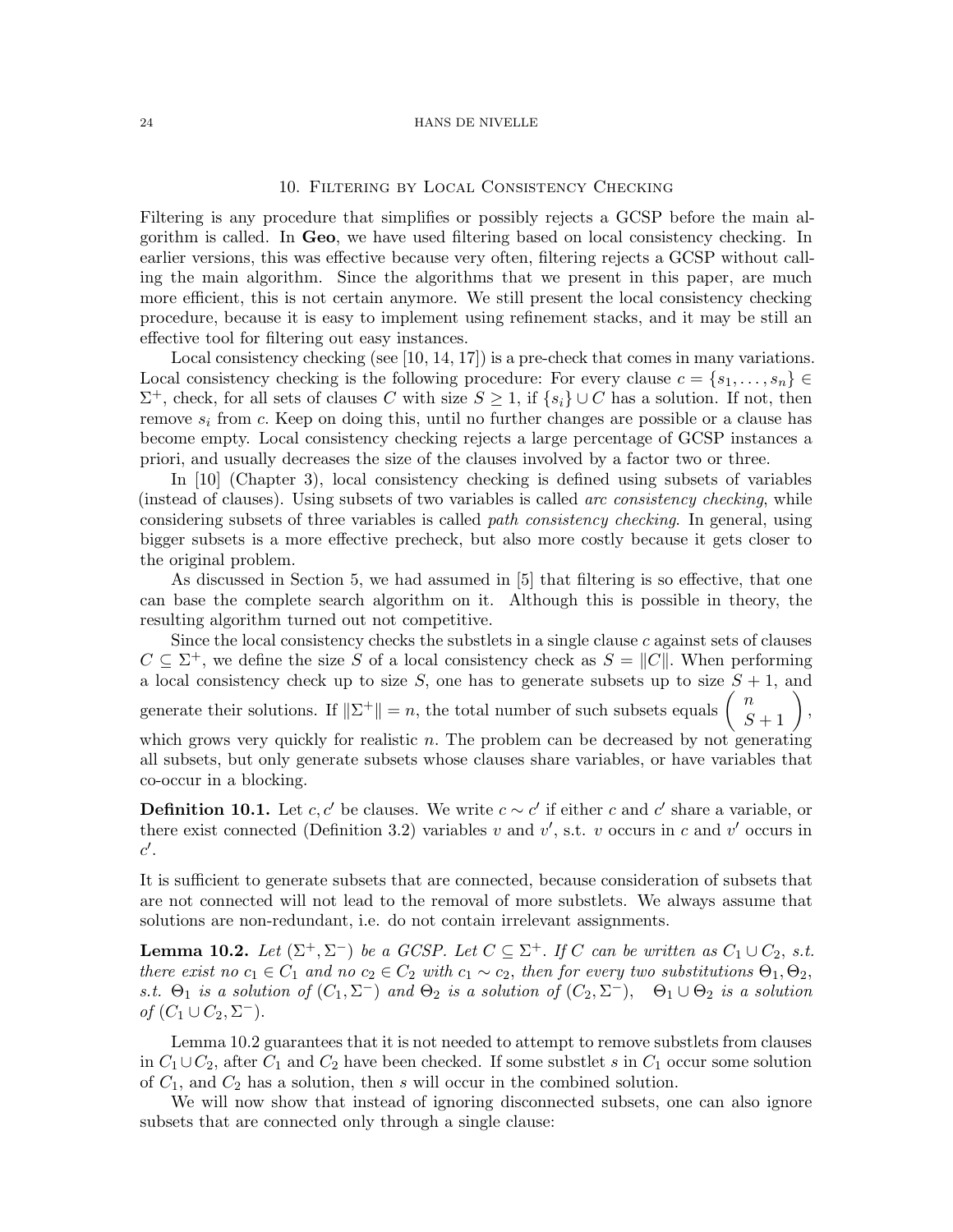## 10. Filtering by Local Consistency Checking

Filtering is any procedure that simplifies or possibly rejects a GCSP before the main algorithm is called. In **Geo**, we have used filtering based on local consistency checking. In earlier versions, this was effective because very often, filtering rejects a GCSP without calling the main algorithm. Since the algorithms that we present in this paper, are much more efficient, this is not certain anymore. We still present the local consistency checking procedure, because it is easy to implement using refinement stacks, and it may be still an effective tool for filtering out easy instances.

Local consistency checking (see [10, 14, 17]) is a pre-check that comes in many variations. Local consistency checking is the following procedure: For every clause $c = \{s_1, \ldots, s_n\} \in \Sigma^+$, check, for all sets of clauses $C$ with size $S \geq 1$, if $\{s_i\} \cup C$ has a solution. If not, then remove $s_i$ from $c$. Keep on doing this, until no further changes are possible or a clause has become empty. Local consistency checking rejects a large percentage of GCSP instances a priori, and usually decreases the size of the clauses involved by a factor two or three.

In [10] (Chapter 3), local consistency checking is defined using subsets of variables (instead of clauses). Using subsets of two variables is called *arc consistency checking*, while considering subsets of three variables is called *path consistency checking*. In general, using bigger subsets is a more effective precheck, but also more costly because it gets closer to the original problem.

As discussed in Section 5, we had assumed in [5] that filtering is so effective, that one can base the complete search algorithm on it. Although this is possible in theory, the resulting algorithm turned out not competitive.

Since the local consistency checks the substlets in a single clause $c$ against sets of clauses $C \subseteq \Sigma^+$, we define the size $S$ of a local consistency check as $S = \|C\|$. When performing a local consistency check up to size $S$, one has to generate subsets up to size $S + 1$, and generate their solutions. If $\|\Sigma^+\| = n$, the total number of such subsets equals $\left( \begin{array}{c} n \\ S+1 \end{array} \right)$, which grows very quickly for realistic $n$. The problem can be decreased by not generating all subsets, but only generate subsets whose clauses share variables, or have variables that co-occur in a blocking.

**Definition 10.1.** Let $c, c'$ be clauses. We write $c \sim c'$ if either $c$ and $c'$ share a variable, or there exist connected (Definition 3.2) variables $v$ and $v'$, s.t. $v$ occurs in $c$ and $v'$ occurs in $c'$.

It is sufficient to generate subsets that are connected, because consideration of subsets that are not connected will not lead to the removal of more substlets. We always assume that solutions are non-redundant, i.e. do not contain irrelevant assignments.

**Lemma 10.2.** *Let $(\Sigma^+, \Sigma^-)$ be a GCSP. Let $C \subseteq \Sigma^+$. If $C$ can be written as $C_1 \cup C_2$, s.t. there exist no $c_1 \in C_1$ and no $c_2 \in C_2$ with $c_1 \sim c_2$, then for every two substitutions $\Theta_1, \Theta_2$, s.t. $\Theta_1$ is a solution of $(C_1, \Sigma^-)$ and $\Theta_2$ is a solution of $(C_2, \Sigma^-)$, $\quad \Theta_1 \cup \Theta_2$ is a solution of $(C_1 \cup C_2, \Sigma^-)$.*

Lemma 10.2 guarantees that it is not needed to attempt to remove substlets from clauses in $C_1 \cup C_2$, after $C_1$ and $C_2$ have been checked. If some substlet $s$ in $C_1$ occur some solution of $C_1$, and $C_2$ has a solution, then $s$ will occur in the combined solution.

We will now show that instead of ignoring disconnected subsets, one can also ignore subsets that are connected only through a single clause: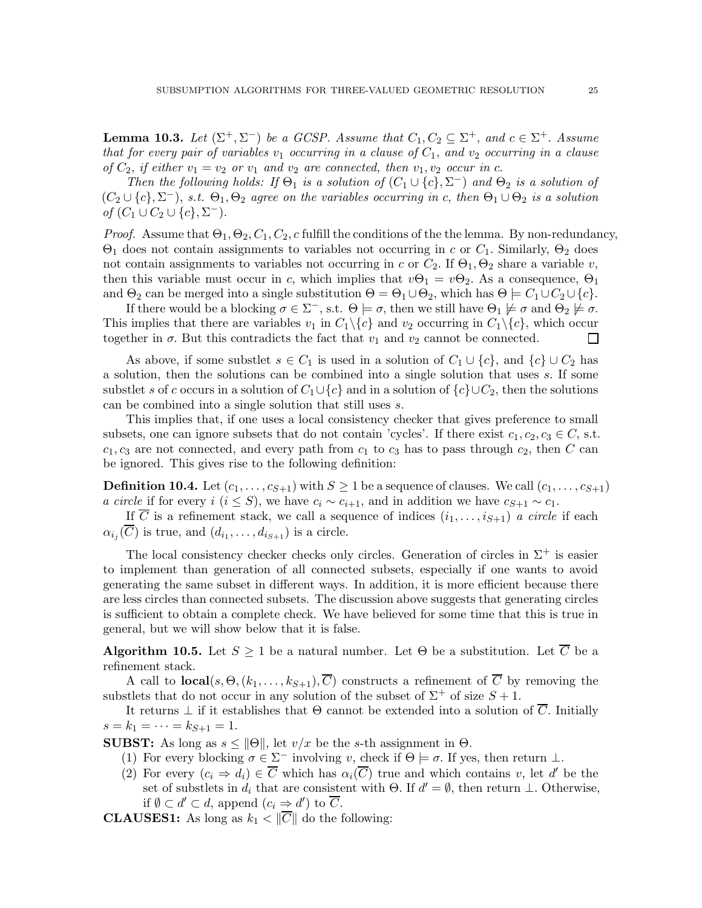**Lemma 10.3.** *Let $(\Sigma^+, \Sigma^-)$ be a GCSP. Assume that $C_1, C_2 \subseteq \Sigma^+$, and $c \in \Sigma^+$. Assume that for every pair of variables $v_1$ occurring in a clause of $C_1$, and $v_2$ occurring in a clause of $C_2$, if either $v_1 = v_2$ or $v_1$ and $v_2$ are connected, then $v_1, v_2$ occur in $c$.*

*Then the following holds: If $\Theta_1$ is a solution of $(C_1 \cup \{c\}, \Sigma^-)$ and $\Theta_2$ is a solution of $(C_2 \cup \{c\}, \Sigma^-)$, s.t. $\Theta_1, \Theta_2$ agree on the variables occurring in $c$, then $\Theta_1 \cup \Theta_2$ is a solution of $(C_1 \cup C_2 \cup \{c\}, \Sigma^-)$.*

*Proof.* Assume that $\Theta_1, \Theta_2, C_1, C_2, c$ fulfill the conditions of the the lemma. By non-redundancy, $\Theta_1$ does not contain assignments to variables not occurring in $c$ or $C_1$. Similarly, $\Theta_2$ does not contain assignments to variables not occurring in $c$ or $C_2$. If $\Theta_1, \Theta_2$ share a variable $v$, then this variable must occur in $c$, which implies that $v\Theta_1 = v\Theta_2$. As a consequence, $\Theta_1$ and $\Theta_2$ can be merged into a single substitution $\Theta = \Theta_1 \cup \Theta_2$, which has $\Theta \models C_1 \cup C_2 \cup \{c\}$.

If there would be a blocking $\sigma \in \Sigma^-$, s.t. $\Theta \models \sigma$, then we still have $\Theta_1 \not\models \sigma$ and $\Theta_2 \not\models \sigma$. This implies that there are variables $v_1$ in $C_1 \backslash \{c\}$ and $v_2$ occurring in $C_1 \backslash \{c\}$, which occur together in $\sigma$. But this contradicts the fact that $v_1$ and $v_2$ cannot be connected. ☐

As above, if some substlet $s \in C_1$ is used in a solution of $C_1 \cup \{c\}$, and $\{c\} \cup C_2$ has a solution, then the solutions can be combined into a single solution that uses $s$. If some substlet $s$ of $c$ occurs in a solution of $C_1 \cup \{c\}$ and in a solution of $\{c\} \cup C_2$, then the solutions can be combined into a single solution that still uses $s$.

This implies that, if one uses a local consistency checker that gives preference to small subsets, one can ignore subsets that do not contain 'cycles'. If there exist $c_1, c_2, c_3 \in C$, s.t. $c_1, c_3$ are not connected, and every path from $c_1$ to $c_3$ has to pass through $c_2$, then $C$ can be ignored. This gives rise to the following definition:

**Definition 10.4.** Let $(c_1, \ldots, c_{S+1})$ with $S \geq 1$ be a sequence of clauses. We call $(c_1, \ldots, c_{S+1})$ *a circle* if for every $i$ ($i \leq S$), we have $c_i \sim c_{i+1}$, and in addition we have $c_{S+1} \sim c_1$.

If $\overline{C}$ is a refinement stack, we call a sequence of indices $(i_1, \ldots, i_{S+1})$ *a circle* if each $\alpha_{i_j}(\overline{C})$ is true, and $(d_{i_1}, \ldots, d_{i_{S+1}})$ is a circle.

The local consistency checker checks only circles. Generation of circles in $\Sigma^+$ is easier to implement than generation of all connected subsets, especially if one wants to avoid generating the same subset in different ways. In addition, it is more efficient because there are less circles than connected subsets. The discussion above suggests that generating circles is sufficient to obtain a complete check. We have believed for some time that this is true in general, but we will show below that it is false.

**Algorithm 10.5.** Let $S \geq 1$ be a natural number. Let $\Theta$ be a substitution. Let $\overline{C}$ be a refinement stack.

A call to $\textbf{local}(s, \Theta, (k_1, \ldots, k_{S+1}), \overline{C})$ constructs a refinement of $\overline{C}$ by removing the substlets that do not occur in any solution of the subset of $\Sigma^+$ of size $S+1$.

It returns $\perp$ if it establishes that $\Theta$ cannot be extended into a solution of $\overline{C}$. Initially $s = k_1 = \cdots = k_{S+1} = 1$.

**SUBST:** As long as $s \leq \|\Theta\|$, let $v/x$ be the $s$-th assignment in $\Theta$.

1. For every blocking $\sigma \in \Sigma^-$ involving $v$, check if $\Theta \models \sigma$. If yes, then return $\perp$.
2. For every $(c_i \Rightarrow d_i) \in \overline{C}$ which has $\alpha_i(\overline{C})$ true and which contains $v$, let $d'$ be the set of substlets in $d_i$ that are consistent with $\Theta$. If $d' = \emptyset$, then return $\perp$. Otherwise, if $\emptyset \subset d' \subset d$, append $(c_i \Rightarrow d')$ to $\overline{C}$.

**CLAUSES1:** As long as $k_1 < \|\overline{C}\|$ do the following: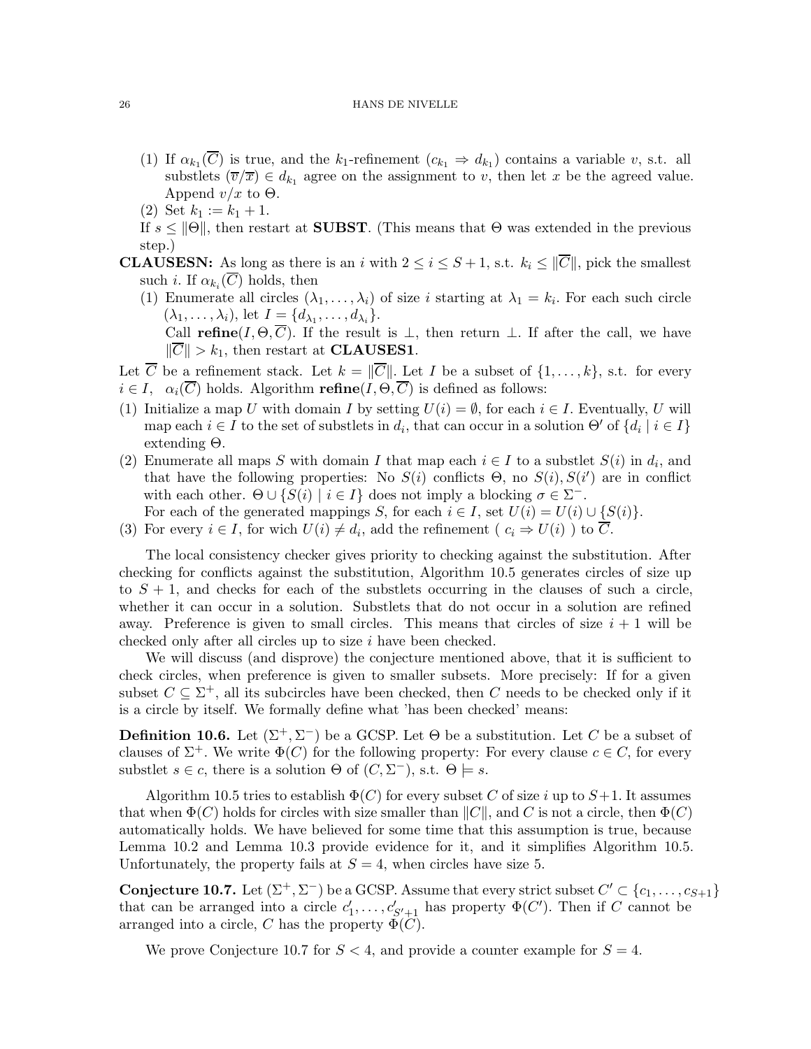(1) If $\alpha_{k_1}(\overline{C})$ is true, and the $k_1$-refinement $(c_{k_1} \Rightarrow d_{k_1})$ contains a variable $v$, s.t. all substlets $(\overline{v}/\overline{x}) \in d_{k_1}$ agree on the assignment to $v$, then let $x$ be the agreed value. Append $v/x$ to $\Theta$.

(2) Set $k_1 := k_1 + 1$.

If $s \leq \|\Theta\|$, then restart at **SUBST**. (This means that $\Theta$ was extended in the previous step.)

**CLAUSESN:** As long as there is an $i$ with $2 \leq i \leq S + 1$, s.t. $k_i \leq \|\overline{C}\|$, pick the smallest such $i$. If $\alpha_{k_i}(\overline{C})$ holds, then

(1) Enumerate all circles $(\lambda_1, \ldots, \lambda_i)$ of size $i$ starting at $\lambda_1 = k_i$. For each such circle $(\lambda_1, \ldots, \lambda_i)$, let $I = \{d_{\lambda_1}, \ldots, d_{\lambda_i}\}$.
Call **refine**$(I, \Theta, \overline{C})$. If the result is $\bot$, then return $\bot$. If after the call, we have $\|\overline{C}\| > k_1$, then restart at **CLAUSES1**.

Let $\overline{C}$ be a refinement stack. Let $k = \|\overline{C}\|$. Let $I$ be a subset of $\{1, \ldots, k\}$, s.t. for every $i \in I$, $\alpha_i(\overline{C})$ holds. Algorithm **refine**$(I, \Theta, \overline{C})$ is defined as follows:

(1) Initialize a map $U$ with domain $I$ by setting $U(i) = \emptyset$, for each $i \in I$. Eventually, $U$ will map each $i \in I$ to the set of substlets in $d_i$, that can occur in a solution $\Theta'$ of $\{d_i \mid i \in I\}$ extending $\Theta$.

(2) Enumerate all maps $S$ with domain $I$ that map each $i \in I$ to a substlet $S(i)$ in $d_i$, and that have the following properties: No $S(i)$ conflicts $\Theta$, no $S(i), S(i')$ are in conflict with each other. $\Theta \cup \{S(i) \mid i \in I\}$ does not imply a blocking $\sigma \in \Sigma^-$.
For each of the generated mappings $S$, for each $i \in I$, set $U(i) = U(i) \cup \{S(i)\}$.

(3) For every $i \in I$, for wich $U(i) \neq d_i$, add the refinement ( $c_i \Rightarrow U(i)$ ) to $\overline{C}$.

The local consistency checker gives priority to checking against the substitution. After checking for conflicts against the substitution, Algorithm 10.5 generates circles of size up to $S + 1$, and checks for each of the substlets occurring in the clauses of such a circle, whether it can occur in a solution. Substlets that do not occur in a solution are refined away. Preference is given to small circles. This means that circles of size $i + 1$ will be checked only after all circles up to size $i$ have been checked.

We will discuss (and disprove) the conjecture mentioned above, that it is sufficient to check circles, when preference is given to smaller subsets. More precisely: If for a given subset $C \subseteq \Sigma^+$, all its subcircles have been checked, then $C$ needs to be checked only if it is a circle by itself. We formally define what 'has been checked' means:

**Definition 10.6.** Let $(\Sigma^+, \Sigma^-)$ be a GCSP. Let $\Theta$ be a substitution. Let $C$ be a subset of clauses of $\Sigma^+$. We write $\Phi(C)$ for the following property: For every clause $c \in C$, for every substlet $s \in c$, there is a solution $\Theta$ of $(C, \Sigma^-)$, s.t. $\Theta \models s$.

Algorithm 10.5 tries to establish $\Phi(C)$ for every subset $C$ of size $i$ up to $S+1$. It assumes that when $\Phi(C)$ holds for circles with size smaller than $\|C\|$, and $C$ is not a circle, then $\Phi(C)$ automatically holds. We have believed for some time that this assumption is true, because Lemma 10.2 and Lemma 10.3 provide evidence for it, and it simplifies Algorithm 10.5. Unfortunately, the property fails at $S = 4$, when circles have size 5.

**Conjecture 10.7.** Let $(\Sigma^+, \Sigma^-)$ be a GCSP. Assume that every strict subset $C' \subset \{c_1, \ldots, c_{S+1}\}$ that can be arranged into a circle $c'_1, \ldots, c'_{S'+1}$ has property $\Phi(C')$. Then if $C$ cannot be arranged into a circle, $C$ has the property $\Phi(C)$.

We prove Conjecture 10.7 for $S < 4$, and provide a counter example for $S = 4$.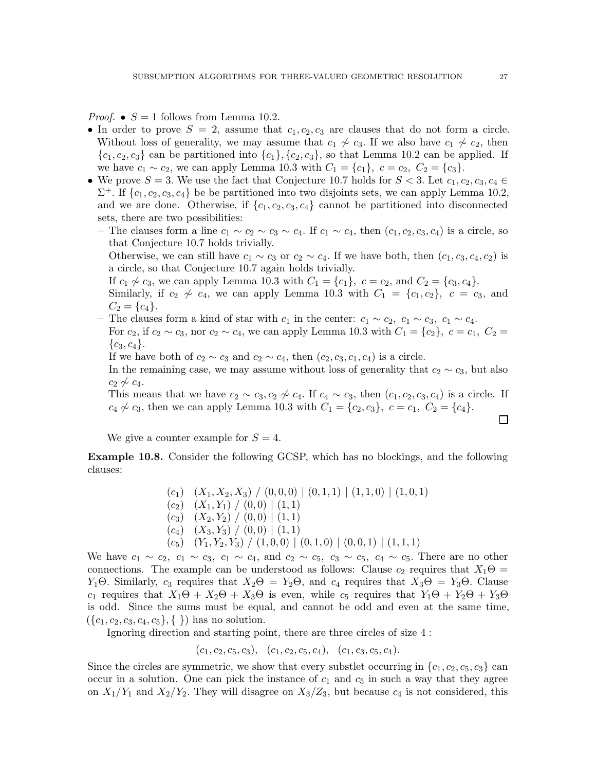*Proof.* • $S = 1$ follows from Lemma 10.2.

- In order to prove $S = 2$, assume that $c_1, c_2, c_3$ are clauses that do not form a circle. Without loss of generality, we may assume that $c_1 \not\sim c_3$. If we also have $c_1 \not\sim c_2$, then $\{c_1, c_2, c_3\}$ can be partitioned into $\{c_1\}, \{c_2, c_3\}$, so that Lemma 10.2 can be applied. If we have $c_1 \sim c_2$, we can apply Lemma 10.3 with $C_1 = \{c_1\},\ c = c_2,\ C_2 = \{c_3\}$.
- We prove $S = 3$. We use the fact that Conjecture 10.7 holds for $S < 3$. Let $c_1, c_2, c_3, c_4 \in \Sigma^+$. If $\{c_1, c_2, c_3, c_4\}$ be be partitioned into two disjoints sets, we can apply Lemma 10.2, and we are done. Otherwise, if $\{c_1, c_2, c_3, c_4\}$ cannot be partitioned into disconnected sets, there are two possibilities:
  - The clauses form a line $c_1 \sim c_2 \sim c_3 \sim c_4$. If $c_1 \sim c_4$, then $(c_1, c_2, c_3, c_4)$ is a circle, so that Conjecture 10.7 holds trivially.
    Otherwise, we can still have $c_1 \sim c_3$ or $c_2 \sim c_4$. If we have both, then $(c_1, c_3, c_4, c_2)$ is a circle, so that Conjecture 10.7 again holds trivially.
    If $c_1 \not\sim c_3$, we can apply Lemma 10.3 with $C_1 = \{c_1\},\ c = c_2$, and $C_2 = \{c_3, c_4\}$.
    Similarly, if $c_2 \not\sim c_4$, we can apply Lemma 10.3 with $C_1 = \{c_1, c_2\},\ c = c_3$, and $C_2 = \{c_4\}$.
  - The clauses form a kind of star with $c_1$ in the center: $c_1 \sim c_2,\ c_1 \sim c_3,\ c_1 \sim c_4$.
    For $c_2$, if $c_2 \sim c_3$, nor $c_2 \sim c_4$, we can apply Lemma 10.3 with $C_1 = \{c_2\},\ c = c_1,\ C_2 = \{c_3, c_4\}$.
    If we have both of $c_2 \sim c_3$ and $c_2 \sim c_4$, then $(c_2, c_3, c_1, c_4)$ is a circle.
    In the remaining case, we may assume without loss of generality that $c_2 \sim c_3$, but also $c_2 \not\sim c_4$.
    This means that we have $c_2 \sim c_3, c_2 \not\sim c_4$. If $c_4 \sim c_3$, then $(c_1, c_2, c_3, c_4)$ is a circle. If $c_4 \not\sim c_3$, then we can apply Lemma 10.3 with $C_1 = \{c_2, c_3\},\ c = c_1,\ C_2 = \{c_4\}$.

□

We give a counter example for $S = 4$.

**Example 10.8.** Consider the following GCSP, which has no blockings, and the following clauses:

$$
\begin{array}{ll}
(c_1) & (X_1, X_2, X_3) \ / \ (0,0,0) \mid (0,1,1) \mid (1,1,0) \mid (1,0,1) \\
(c_2) & (X_1, Y_1) \ / \ (0,0) \mid (1,1) \\
(c_3) & (X_2, Y_2) \ / \ (0,0) \mid (1,1) \\
(c_4) & (X_3, Y_3) \ / \ (0,0) \mid (1,1) \\
(c_5) & (Y_1, Y_2, Y_3) \ / \ (1,0,0) \mid (0,1,0) \mid (0,0,1) \mid (1,1,1)
\end{array}
$$

We have $c_1 \sim c_2,\ c_1 \sim c_3,\ c_1 \sim c_4$, and $c_2 \sim c_5,\ c_3 \sim c_5,\ c_4 \sim c_5$. There are no other connections. The example can be understood as follows: Clause $c_2$ requires that $X_1\Theta = Y_1\Theta$. Similarly, $c_3$ requires that $X_2\Theta = Y_2\Theta$, and $c_4$ requires that $X_3\Theta = Y_3\Theta$. Clause $c_1$ requires that $X_1\Theta + X_2\Theta + X_3\Theta$ is even, while $c_5$ requires that $Y_1\Theta + Y_2\Theta + Y_3\Theta$ is odd. Since the sums must be equal, and cannot be odd and even at the same time, $(\{c_1, c_2, c_3, c_4, c_5\}, \{\ \})$ has no solution.

Ignoring direction and starting point, there are three circles of size 4 :

$$(c_1, c_2, c_5, c_3), \quad (c_1, c_2, c_5, c_4), \quad (c_1, c_3, c_5, c_4).$$

Since the circles are symmetric, we show that every substlet occurring in $\{c_1, c_2, c_5, c_3\}$ can occur in a solution. One can pick the instance of $c_1$ and $c_5$ in such a way that they agree on $X_1/Y_1$ and $X_2/Y_2$. They will disagree on $X_3/Z_3$, but because $c_4$ is not considered, this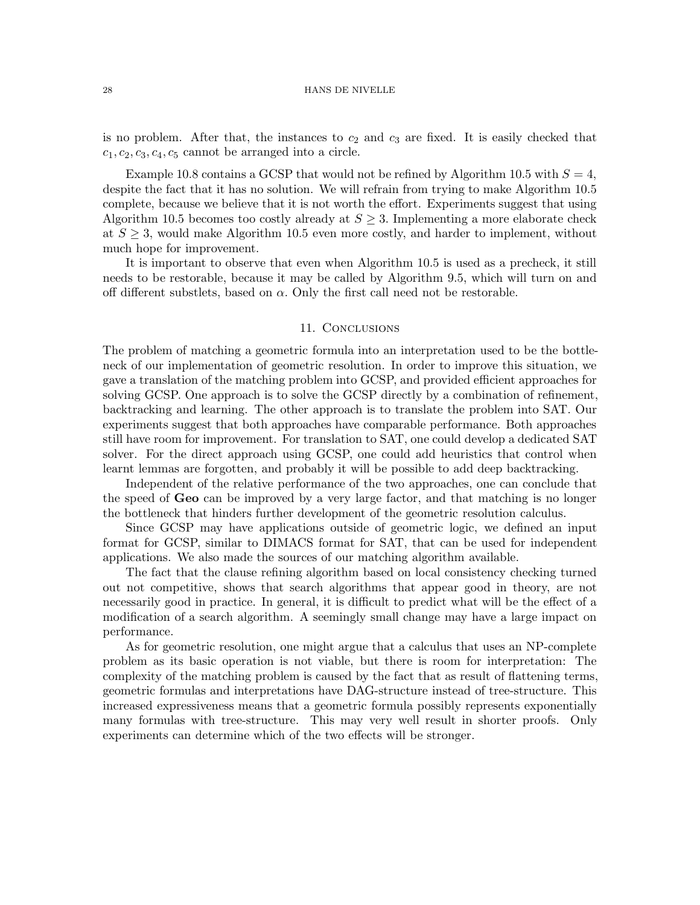is no problem. After that, the instances to $c_2$ and $c_3$ are fixed. It is easily checked that $c_1, c_2, c_3, c_4, c_5$ cannot be arranged into a circle.

Example 10.8 contains a GCSP that would not be refined by Algorithm 10.5 with $S = 4$, despite the fact that it has no solution. We will refrain from trying to make Algorithm 10.5 complete, because we believe that it is not worth the effort. Experiments suggest that using Algorithm 10.5 becomes too costly already at $S \geq 3$. Implementing a more elaborate check at $S \geq 3$, would make Algorithm 10.5 even more costly, and harder to implement, without much hope for improvement.

It is important to observe that even when Algorithm 10.5 is used as a precheck, it still needs to be restorable, because it may be called by Algorithm 9.5, which will turn on and off different substlets, based on $\alpha$. Only the first call need not be restorable.

## 11. Conclusions

The problem of matching a geometric formula into an interpretation used to be the bottleneck of our implementation of geometric resolution. In order to improve this situation, we gave a translation of the matching problem into GCSP, and provided efficient approaches for solving GCSP. One approach is to solve the GCSP directly by a combination of refinement, backtracking and learning. The other approach is to translate the problem into SAT. Our experiments suggest that both approaches have comparable performance. Both approaches still have room for improvement. For translation to SAT, one could develop a dedicated SAT solver. For the direct approach using GCSP, one could add heuristics that control when learnt lemmas are forgotten, and probably it will be possible to add deep backtracking.

Independent of the relative performance of the two approaches, one can conclude that the speed of **Geo** can be improved by a very large factor, and that matching is no longer the bottleneck that hinders further development of the geometric resolution calculus.

Since GCSP may have applications outside of geometric logic, we defined an input format for GCSP, similar to DIMACS format for SAT, that can be used for independent applications. We also made the sources of our matching algorithm available.

The fact that the clause refining algorithm based on local consistency checking turned out not competitive, shows that search algorithms that appear good in theory, are not necessarily good in practice. In general, it is difficult to predict what will be the effect of a modification of a search algorithm. A seemingly small change may have a large impact on performance.

As for geometric resolution, one might argue that a calculus that uses an NP-complete problem as its basic operation is not viable, but there is room for interpretation: The complexity of the matching problem is caused by the fact that as result of flattening terms, geometric formulas and interpretations have DAG-structure instead of tree-structure. This increased expressiveness means that a geometric formula possibly represents exponentially many formulas with tree-structure. This may very well result in shorter proofs. Only experiments can determine which of the two effects will be stronger.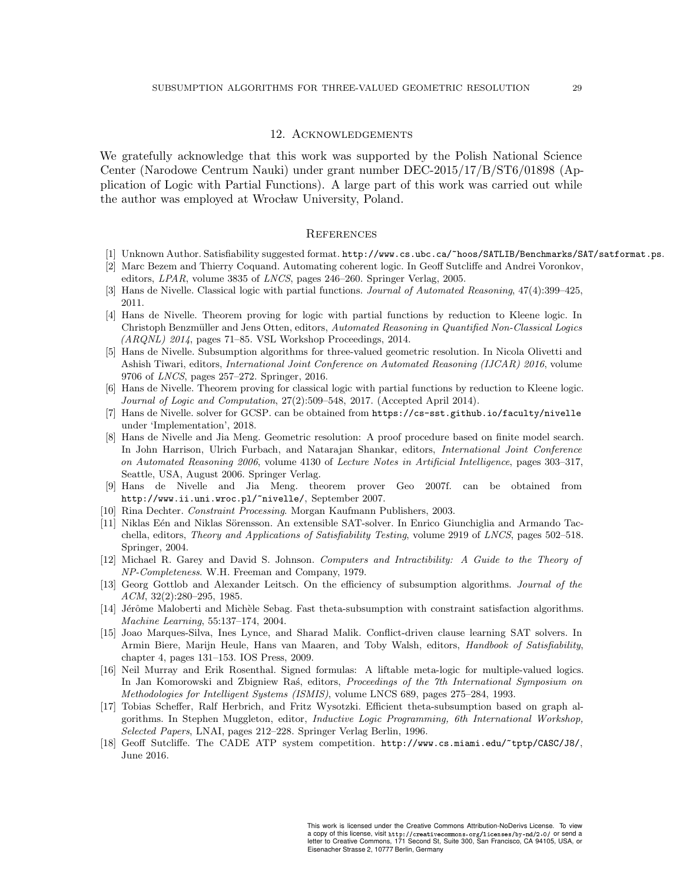## 12. Acknowledgements

We gratefully acknowledge that this work was supported by the Polish National Science Center (Narodowe Centrum Nauki) under grant number DEC-2015/17/B/ST6/01898 (Application of Logic with Partial Functions). A large part of this work was carried out while the author was employed at Wrocław University, Poland.

## References

[1] Unknown Author. Satisfiability suggested format. `http://www.cs.ubc.ca/~hoos/SATLIB/Benchmarks/SAT/satformat.ps`.

[2] Marc Bezem and Thierry Coquand. Automating coherent logic. In Geoff Sutcliffe and Andrei Voronkov, editors, *LPAR*, volume 3835 of *LNCS*, pages 246–260. Springer Verlag, 2005.

[3] Hans de Nivelle. Classical logic with partial functions. *Journal of Automated Reasoning*, 47(4):399–425, 2011.

[4] Hans de Nivelle. Theorem proving for logic with partial functions by reduction to Kleene logic. In Christoph Benzmüller and Jens Otten, editors, *Automated Reasoning in Quantified Non-Classical Logics (ARQNL) 2014*, pages 71–85. VSL Workshop Proceedings, 2014.

[5] Hans de Nivelle. Subsumption algorithms for three-valued geometric resolution. In Nicola Olivetti and Ashish Tiwari, editors, *International Joint Conference on Automated Reasoning (IJCAR) 2016*, volume 9706 of *LNCS*, pages 257–272. Springer, 2016.

[6] Hans de Nivelle. Theorem proving for classical logic with partial functions by reduction to Kleene logic. *Journal of Logic and Computation*, 27(2):509–548, 2017. (Accepted April 2014).

[7] Hans de Nivelle. solver for GCSP. can be obtained from `https://cs-sst.github.io/faculty/nivelle` under 'Implementation', 2018.

[8] Hans de Nivelle and Jia Meng. Geometric resolution: A proof procedure based on finite model search. In John Harrison, Ulrich Furbach, and Natarajan Shankar, editors, *International Joint Conference on Automated Reasoning 2006*, volume 4130 of *Lecture Notes in Artificial Intelligence*, pages 303–317, Seattle, USA, August 2006. Springer Verlag.

[9] Hans de Nivelle and Jia Meng. theorem prover Geo 2007f. can be obtained from `http://www.ii.uni.wroc.pl/~nivelle/`, September 2007.

[10] Rina Dechter. *Constraint Processing*. Morgan Kaufmann Publishers, 2003.

[11] Niklas Eén and Niklas Sörensson. An extensible SAT-solver. In Enrico Giunchiglia and Armando Tacchella, editors, *Theory and Applications of Satisfiability Testing*, volume 2919 of *LNCS*, pages 502–518. Springer, 2004.

[12] Michael R. Garey and David S. Johnson. *Computers and Intractibility: A Guide to the Theory of NP-Completeness*. W.H. Freeman and Company, 1979.

[13] Georg Gottlob and Alexander Leitsch. On the efficiency of subsumption algorithms. *Journal of the ACM*, 32(2):280–295, 1985.

[14] Jérôme Maloberti and Michèle Sebag. Fast theta-subsumption with constraint satisfaction algorithms. *Machine Learning*, 55:137–174, 2004.

[15] Joao Marques-Silva, Ines Lynce, and Sharad Malik. Conflict-driven clause learning SAT solvers. In Armin Biere, Marijn Heule, Hans van Maaren, and Toby Walsh, editors, *Handbook of Satisfiability*, chapter 4, pages 131–153. IOS Press, 2009.

[16] Neil Murray and Erik Rosenthal. Signed formulas: A liftable meta-logic for multiple-valued logics. In Jan Komorowski and Zbigniew Raś, editors, *Proceedings of the 7th International Symposium on Methodologies for Intelligent Systems (ISMIS)*, volume LNCS 689, pages 275–284, 1993.

[17] Tobias Scheffer, Ralf Herbrich, and Fritz Wysotzki. Efficient theta-subsumption based on graph algorithms. In Stephen Muggleton, editor, *Inductive Logic Programming, 6th International Workshop, Selected Papers*, LNAI, pages 212–228. Springer Verlag Berlin, 1996.

[18] Geoff Sutcliffe. The CADE ATP system competition. `http://www.cs.miami.edu/~tptp/CASC/J8/`, June 2016.

This work is licensed under the Creative Commons Attribution-NoDerivs License. To view a copy of this license, visit `http://creativecommons.org/licenses/by-nd/2.0/` or send a letter to Creative Commons, 171 Second St, Suite 300, San Francisco, CA 94105, USA, or Eisenacher Strasse 2, 10777 Berlin, Germany